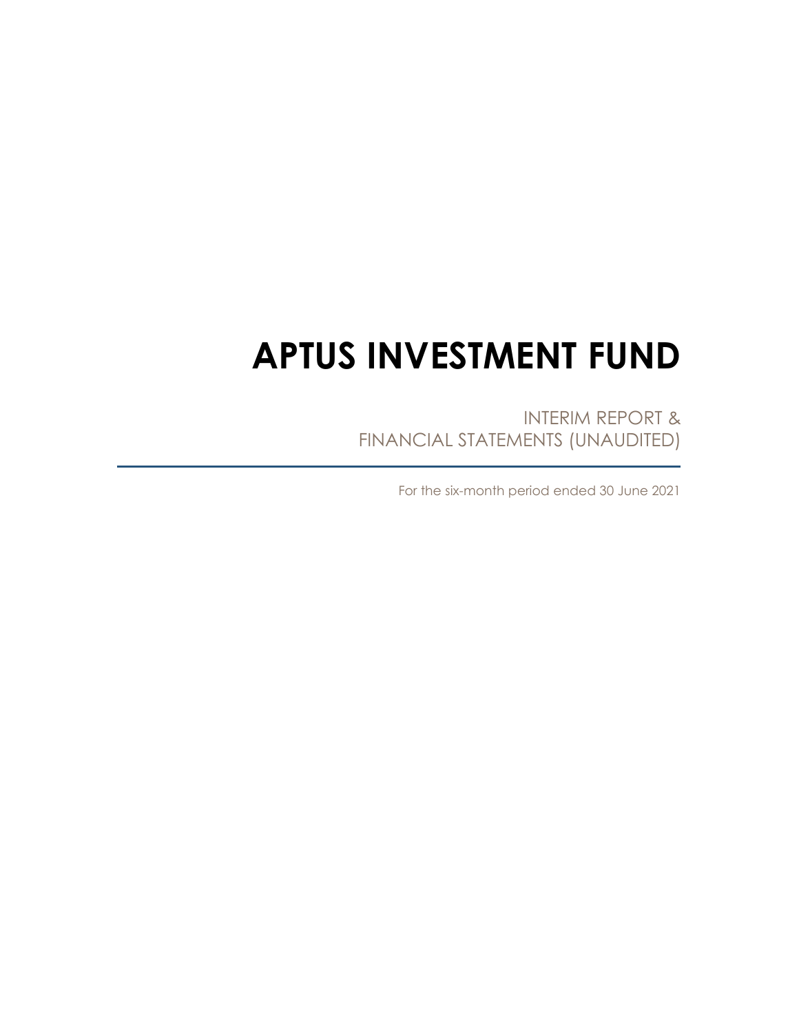# APTUS INVESTMENT FUND

INTERIM REPORT &
FINANCIAL STATEMENTS (UNAUDITED)

For the six-month period ended 30 June 2021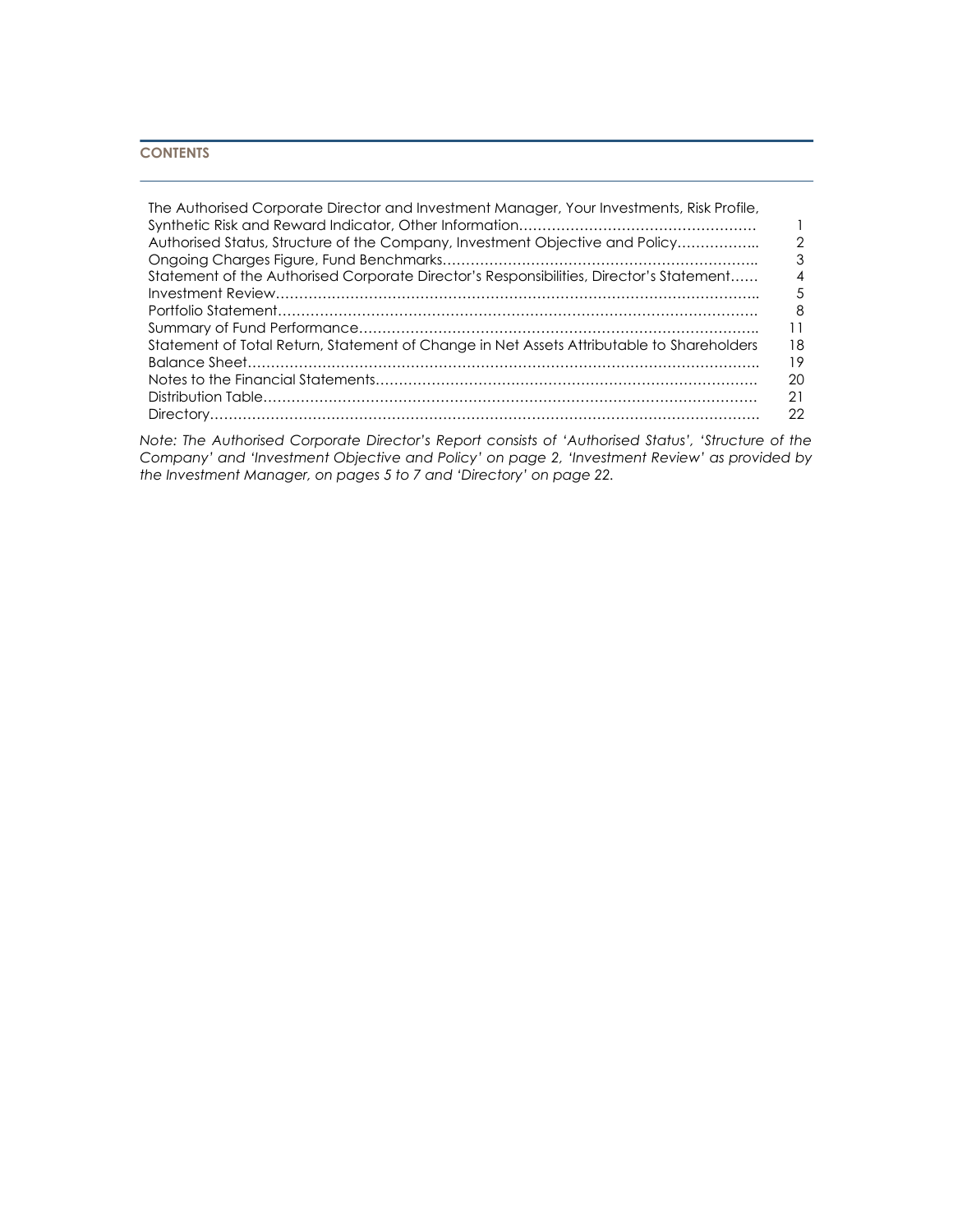## CONTENTS

| | |
|---|---|
| The Authorised Corporate Director and Investment Manager, Your Investments, Risk Profile, Synthetic Risk and Reward Indicator, Other Information | 1 |
| Authorised Status, Structure of the Company, Investment Objective and Policy | 2 |
| Ongoing Charges Figure, Fund Benchmarks | 3 |
| Statement of the Authorised Corporate Director's Responsibilities, Director's Statement | 4 |
| Investment Review | 5 |
| Portfolio Statement | 8 |
| Summary of Fund Performance | 11 |
| Statement of Total Return, Statement of Change in Net Assets Attributable to Shareholders | 18 |
| Balance Sheet | 19 |
| Notes to the Financial Statements | 20 |
| Distribution Table | 21 |
| Directory | 22 |

*Note: The Authorised Corporate Director's Report consists of 'Authorised Status', 'Structure of the Company' and 'Investment Objective and Policy' on page 2, 'Investment Review' as provided by the Investment Manager, on pages 5 to 7 and 'Directory' on page 22.*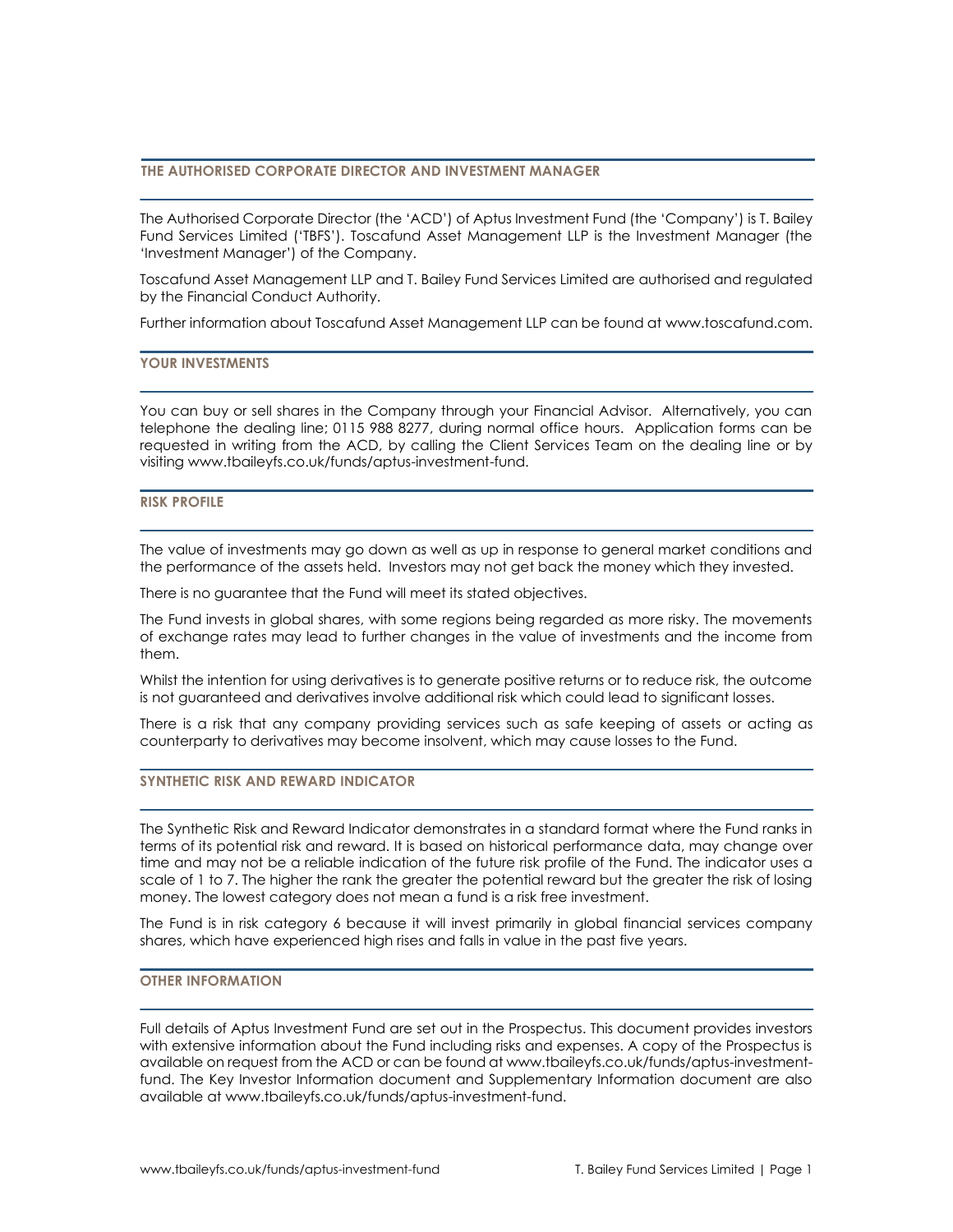## THE AUTHORISED CORPORATE DIRECTOR AND INVESTMENT MANAGER

The Authorised Corporate Director (the 'ACD') of Aptus Investment Fund (the 'Company') is T. Bailey Fund Services Limited ('TBFS'). Toscafund Asset Management LLP is the Investment Manager (the 'Investment Manager') of the Company.

Toscafund Asset Management LLP and T. Bailey Fund Services Limited are authorised and regulated by the Financial Conduct Authority.

Further information about Toscafund Asset Management LLP can be found at www.toscafund.com.

## YOUR INVESTMENTS

You can buy or sell shares in the Company through your Financial Advisor. Alternatively, you can telephone the dealing line; 0115 988 8277, during normal office hours. Application forms can be requested in writing from the ACD, by calling the Client Services Team on the dealing line or by visiting www.tbaileyfs.co.uk/funds/aptus-investment-fund.

## RISK PROFILE

The value of investments may go down as well as up in response to general market conditions and the performance of the assets held. Investors may not get back the money which they invested.

There is no guarantee that the Fund will meet its stated objectives.

The Fund invests in global shares, with some regions being regarded as more risky. The movements of exchange rates may lead to further changes in the value of investments and the income from them.

Whilst the intention for using derivatives is to generate positive returns or to reduce risk, the outcome is not guaranteed and derivatives involve additional risk which could lead to significant losses.

There is a risk that any company providing services such as safe keeping of assets or acting as counterparty to derivatives may become insolvent, which may cause losses to the Fund.

## SYNTHETIC RISK AND REWARD INDICATOR

The Synthetic Risk and Reward Indicator demonstrates in a standard format where the Fund ranks in terms of its potential risk and reward. It is based on historical performance data, may change over time and may not be a reliable indication of the future risk profile of the Fund. The indicator uses a scale of 1 to 7. The higher the rank the greater the potential reward but the greater the risk of losing money. The lowest category does not mean a fund is a risk free investment.

The Fund is in risk category 6 because it will invest primarily in global financial services company shares, which have experienced high rises and falls in value in the past five years.

## OTHER INFORMATION

Full details of Aptus Investment Fund are set out in the Prospectus. This document provides investors with extensive information about the Fund including risks and expenses. A copy of the Prospectus is available on request from the ACD or can be found at www.tbaileyfs.co.uk/funds/aptus-investment-fund. The Key Investor Information document and Supplementary Information document are also available at www.tbaileyfs.co.uk/funds/aptus-investment-fund.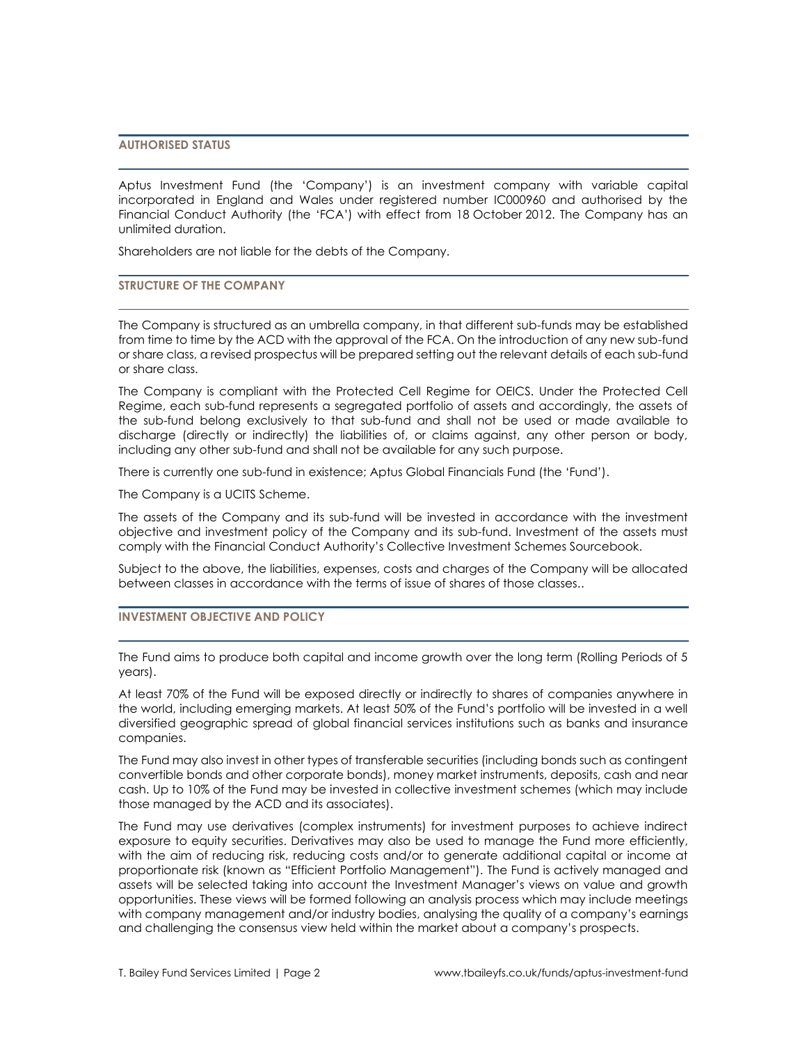## AUTHORISED STATUS

Aptus Investment Fund (the 'Company') is an investment company with variable capital incorporated in England and Wales under registered number IC000960 and authorised by the Financial Conduct Authority (the 'FCA') with effect from 18 October 2012. The Company has an unlimited duration.

Shareholders are not liable for the debts of the Company.

## STRUCTURE OF THE COMPANY

The Company is structured as an umbrella company, in that different sub-funds may be established from time to time by the ACD with the approval of the FCA. On the introduction of any new sub-fund or share class, a revised prospectus will be prepared setting out the relevant details of each sub-fund or share class.

The Company is compliant with the Protected Cell Regime for OEICS. Under the Protected Cell Regime, each sub-fund represents a segregated portfolio of assets and accordingly, the assets of the sub-fund belong exclusively to that sub-fund and shall not be used or made available to discharge (directly or indirectly) the liabilities of, or claims against, any other person or body, including any other sub-fund and shall not be available for any such purpose.

There is currently one sub-fund in existence; Aptus Global Financials Fund (the 'Fund').

The Company is a UCITS Scheme.

The assets of the Company and its sub-fund will be invested in accordance with the investment objective and investment policy of the Company and its sub-fund. Investment of the assets must comply with the Financial Conduct Authority's Collective Investment Schemes Sourcebook.

Subject to the above, the liabilities, expenses, costs and charges of the Company will be allocated between classes in accordance with the terms of issue of shares of those classes..

## INVESTMENT OBJECTIVE AND POLICY

The Fund aims to produce both capital and income growth over the long term (Rolling Periods of 5 years).

At least 70% of the Fund will be exposed directly or indirectly to shares of companies anywhere in the world, including emerging markets. At least 50% of the Fund's portfolio will be invested in a well diversified geographic spread of global financial services institutions such as banks and insurance companies.

The Fund may also invest in other types of transferable securities (including bonds such as contingent convertible bonds and other corporate bonds), money market instruments, deposits, cash and near cash. Up to 10% of the Fund may be invested in collective investment schemes (which may include those managed by the ACD and its associates).

The Fund may use derivatives (complex instruments) for investment purposes to achieve indirect exposure to equity securities. Derivatives may also be used to manage the Fund more efficiently, with the aim of reducing risk, reducing costs and/or to generate additional capital or income at proportionate risk (known as "Efficient Portfolio Management"). The Fund is actively managed and assets will be selected taking into account the Investment Manager's views on value and growth opportunities. These views will be formed following an analysis process which may include meetings with company management and/or industry bodies, analysing the quality of a company's earnings and challenging the consensus view held within the market about a company's prospects.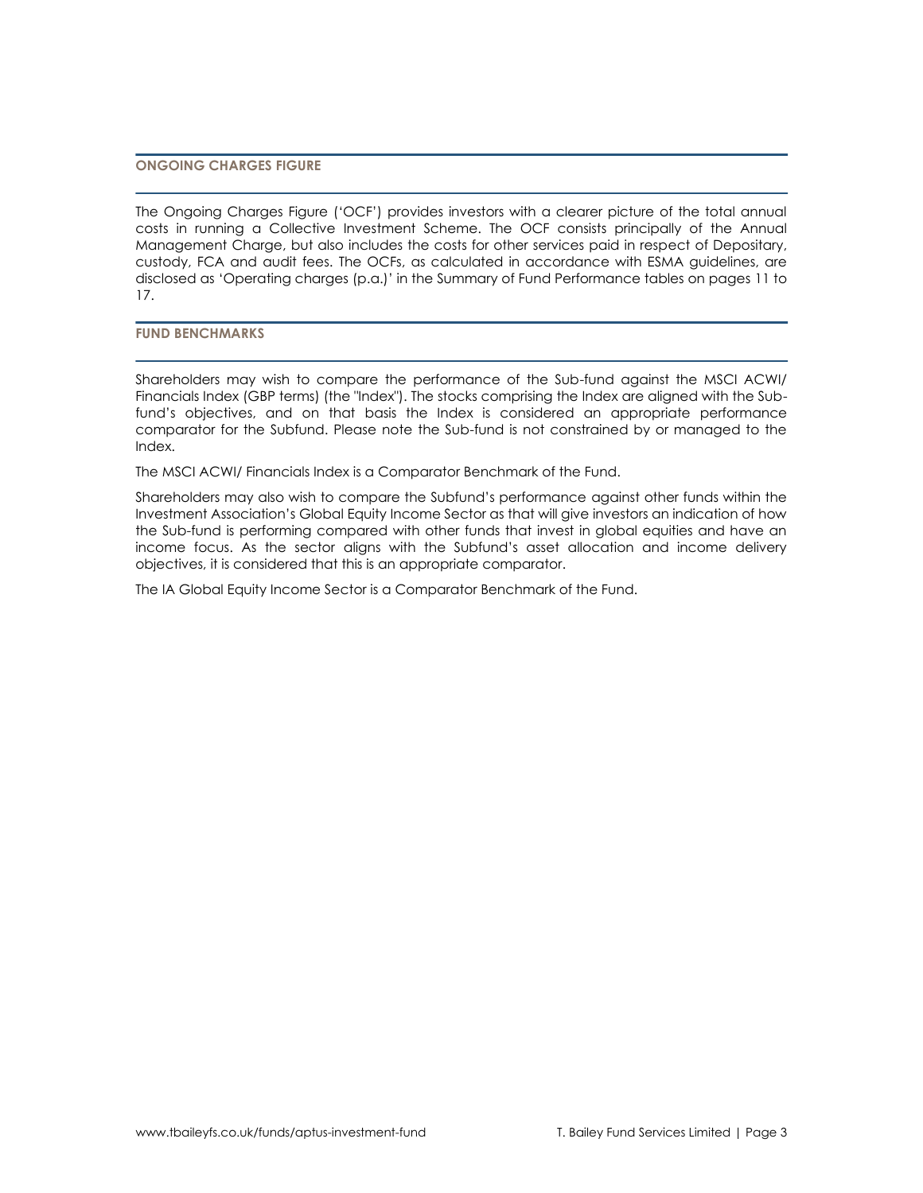## ONGOING CHARGES FIGURE

The Ongoing Charges Figure ('OCF') provides investors with a clearer picture of the total annual costs in running a Collective Investment Scheme. The OCF consists principally of the Annual Management Charge, but also includes the costs for other services paid in respect of Depositary, custody, FCA and audit fees. The OCFs, as calculated in accordance with ESMA guidelines, are disclosed as 'Operating charges (p.a.)' in the Summary of Fund Performance tables on pages 11 to 17.

## FUND BENCHMARKS

Shareholders may wish to compare the performance of the Sub-fund against the MSCI ACWI/ Financials Index (GBP terms) (the "Index"). The stocks comprising the Index are aligned with the Sub-fund's objectives, and on that basis the Index is considered an appropriate performance comparator for the Subfund. Please note the Sub-fund is not constrained by or managed to the Index.

The MSCI ACWI/ Financials Index is a Comparator Benchmark of the Fund.

Shareholders may also wish to compare the Subfund's performance against other funds within the Investment Association's Global Equity Income Sector as that will give investors an indication of how the Sub-fund is performing compared with other funds that invest in global equities and have an income focus. As the sector aligns with the Subfund's asset allocation and income delivery objectives, it is considered that this is an appropriate comparator.

The IA Global Equity Income Sector is a Comparator Benchmark of the Fund.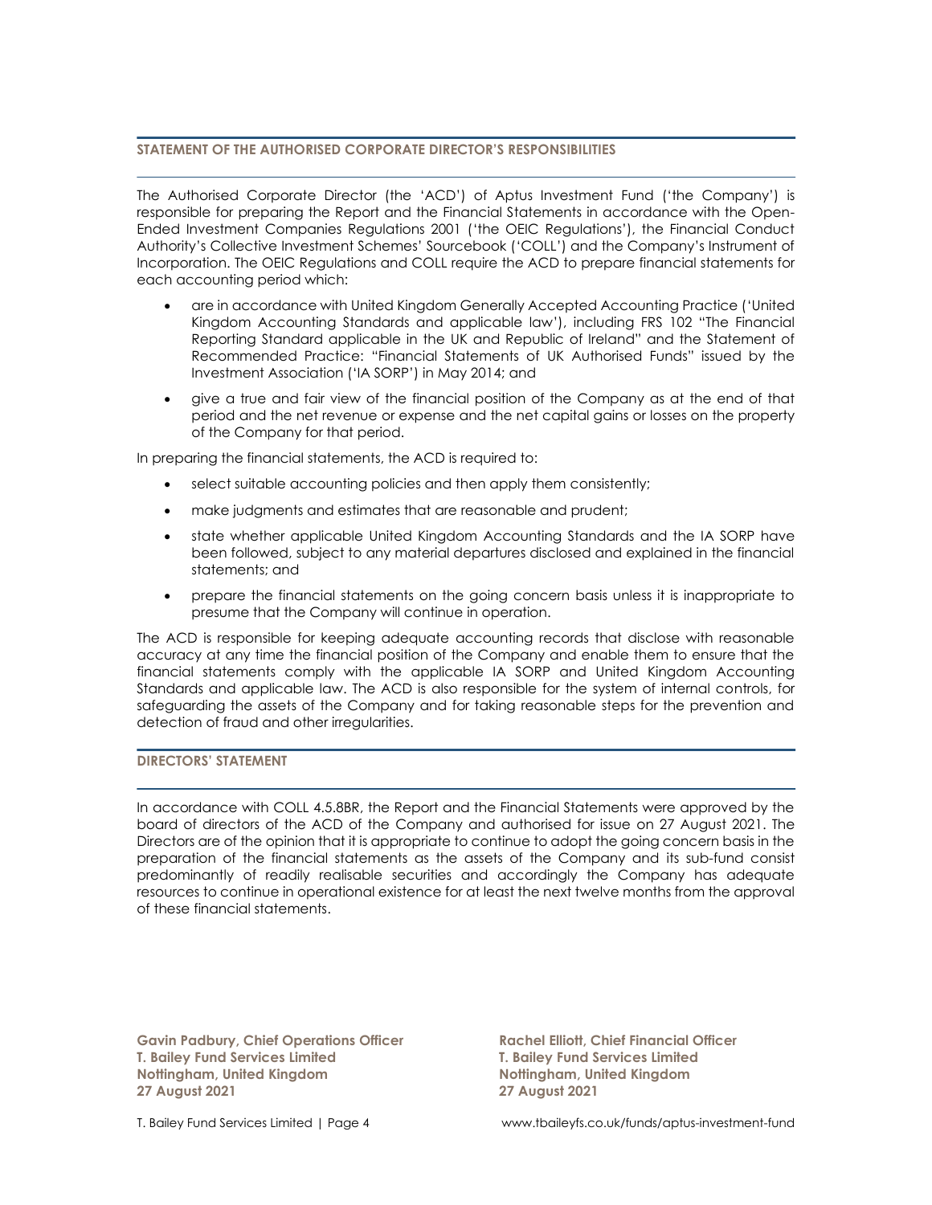## STATEMENT OF THE AUTHORISED CORPORATE DIRECTOR'S RESPONSIBILITIES

The Authorised Corporate Director (the 'ACD') of Aptus Investment Fund ('the Company') is responsible for preparing the Report and the Financial Statements in accordance with the Open-Ended Investment Companies Regulations 2001 ('the OEIC Regulations'), the Financial Conduct Authority's Collective Investment Schemes' Sourcebook ('COLL') and the Company's Instrument of Incorporation. The OEIC Regulations and COLL require the ACD to prepare financial statements for each accounting period which:

- are in accordance with United Kingdom Generally Accepted Accounting Practice ('United Kingdom Accounting Standards and applicable law'), including FRS 102 "The Financial Reporting Standard applicable in the UK and Republic of Ireland" and the Statement of Recommended Practice: "Financial Statements of UK Authorised Funds" issued by the Investment Association ('IA SORP') in May 2014; and
- give a true and fair view of the financial position of the Company as at the end of that period and the net revenue or expense and the net capital gains or losses on the property of the Company for that period.

In preparing the financial statements, the ACD is required to:

- select suitable accounting policies and then apply them consistently;
- make judgments and estimates that are reasonable and prudent;
- state whether applicable United Kingdom Accounting Standards and the IA SORP have been followed, subject to any material departures disclosed and explained in the financial statements; and
- prepare the financial statements on the going concern basis unless it is inappropriate to presume that the Company will continue in operation.

The ACD is responsible for keeping adequate accounting records that disclose with reasonable accuracy at any time the financial position of the Company and enable them to ensure that the financial statements comply with the applicable IA SORP and United Kingdom Accounting Standards and applicable law. The ACD is also responsible for the system of internal controls, for safeguarding the assets of the Company and for taking reasonable steps for the prevention and detection of fraud and other irregularities.

## DIRECTORS' STATEMENT

In accordance with COLL 4.5.8BR, the Report and the Financial Statements were approved by the board of directors of the ACD of the Company and authorised for issue on 27 August 2021. The Directors are of the opinion that it is appropriate to continue to adopt the going concern basis in the preparation of the financial statements as the assets of the Company and its sub-fund consist predominantly of readily realisable securities and accordingly the Company has adequate resources to continue in operational existence for at least the next twelve months from the approval of these financial statements.

**Gavin Padbury, Chief Operations Officer**
**T. Bailey Fund Services Limited**
**Nottingham, United Kingdom**
**27 August 2021**

**Rachel Elliott, Chief Financial Officer**
**T. Bailey Fund Services Limited**
**Nottingham, United Kingdom**
**27 August 2021**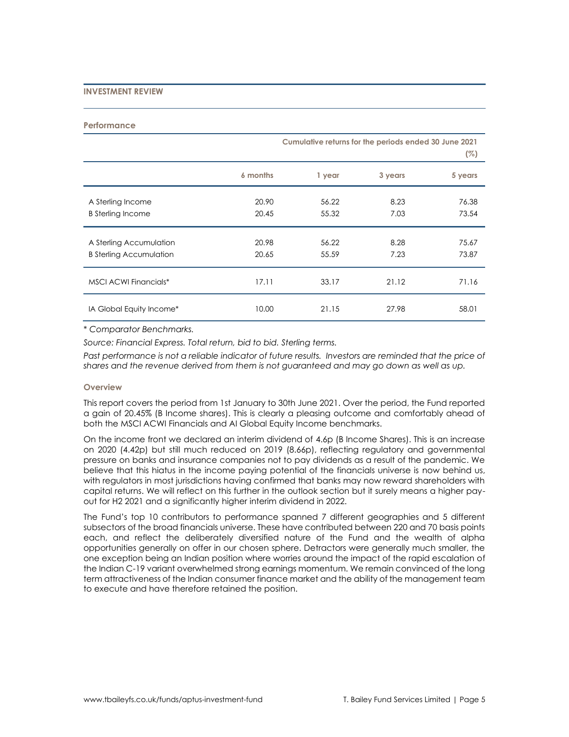## INVESTMENT REVIEW

### Performance

| | Cumulative returns for the periods ended 30 June 2021 (%) | | | |
|---|---|---|---|---|
| | 6 months | 1 year | 3 years | 5 years |
| A Sterling Income | 20.90 | 56.22 | 8.23 | 76.38 |
| B Sterling Income | 20.45 | 55.32 | 7.03 | 73.54 |
| A Sterling Accumulation | 20.98 | 56.22 | 8.28 | 75.67 |
| B Sterling Accumulation | 20.65 | 55.59 | 7.23 | 73.87 |
| MSCI ACWI Financials* | 17.11 | 33.17 | 21.12 | 71.16 |
| IA Global Equity Income* | 10.00 | 21.15 | 27.98 | 58.01 |

*\* Comparator Benchmarks.*

*Source: Financial Express. Total return, bid to bid. Sterling terms.*

*Past performance is not a reliable indicator of future results. Investors are reminded that the price of shares and the revenue derived from them is not guaranteed and may go down as well as up.*

### Overview

This report covers the period from 1st January to 30th June 2021. Over the period, the Fund reported a gain of 20.45% (B Income shares). This is clearly a pleasing outcome and comfortably ahead of both the MSCI ACWI Financials and AI Global Equity Income benchmarks.

On the income front we declared an interim dividend of 4.6p (B Income Shares). This is an increase on 2020 (4.42p) but still much reduced on 2019 (8.66p), reflecting regulatory and governmental pressure on banks and insurance companies not to pay dividends as a result of the pandemic. We believe that this hiatus in the income paying potential of the financials universe is now behind us, with regulators in most jurisdictions having confirmed that banks may now reward shareholders with capital returns. We will reflect on this further in the outlook section but it surely means a higher pay-out for H2 2021 and a significantly higher interim dividend in 2022.

The Fund's top 10 contributors to performance spanned 7 different geographies and 5 different subsectors of the broad financials universe. These have contributed between 220 and 70 basis points each, and reflect the deliberately diversified nature of the Fund and the wealth of alpha opportunities generally on offer in our chosen sphere. Detractors were generally much smaller, the one exception being an Indian position where worries around the impact of the rapid escalation of the Indian C-19 variant overwhelmed strong earnings momentum. We remain convinced of the long term attractiveness of the Indian consumer finance market and the ability of the management team to execute and have therefore retained the position.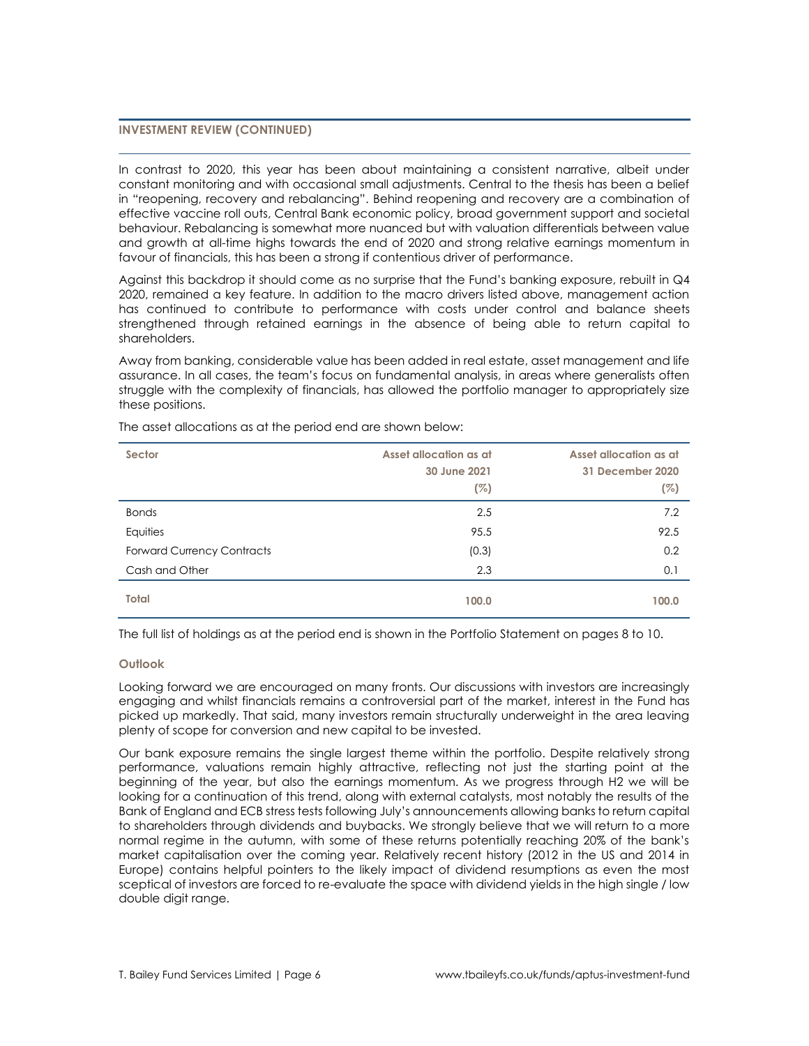## INVESTMENT REVIEW (CONTINUED)

In contrast to 2020, this year has been about maintaining a consistent narrative, albeit under constant monitoring and with occasional small adjustments. Central to the thesis has been a belief in "reopening, recovery and rebalancing". Behind reopening and recovery are a combination of effective vaccine roll outs, Central Bank economic policy, broad government support and societal behaviour. Rebalancing is somewhat more nuanced but with valuation differentials between value and growth at all-time highs towards the end of 2020 and strong relative earnings momentum in favour of financials, this has been a strong if contentious driver of performance.

Against this backdrop it should come as no surprise that the Fund's banking exposure, rebuilt in Q4 2020, remained a key feature. In addition to the macro drivers listed above, management action has continued to contribute to performance with costs under control and balance sheets strengthened through retained earnings in the absence of being able to return capital to shareholders.

Away from banking, considerable value has been added in real estate, asset management and life assurance. In all cases, the team's focus on fundamental analysis, in areas where generalists often struggle with the complexity of financials, has allowed the portfolio manager to appropriately size these positions.

The asset allocations as at the period end are shown below:

| Sector | Asset allocation as at 30 June 2021 (%) | Asset allocation as at 31 December 2020 (%) |
|---|---|---|
| Bonds | 2.5 | 7.2 |
| Equities | 95.5 | 92.5 |
| Forward Currency Contracts | (0.3) | 0.2 |
| Cash and Other | 2.3 | 0.1 |
| **Total** | **100.0** | **100.0** |

The full list of holdings as at the period end is shown in the Portfolio Statement on pages 8 to 10.

### Outlook

Looking forward we are encouraged on many fronts. Our discussions with investors are increasingly engaging and whilst financials remains a controversial part of the market, interest in the Fund has picked up markedly. That said, many investors remain structurally underweight in the area leaving plenty of scope for conversion and new capital to be invested.

Our bank exposure remains the single largest theme within the portfolio. Despite relatively strong performance, valuations remain highly attractive, reflecting not just the starting point at the beginning of the year, but also the earnings momentum. As we progress through H2 we will be looking for a continuation of this trend, along with external catalysts, most notably the results of the Bank of England and ECB stress tests following July's announcements allowing banks to return capital to shareholders through dividends and buybacks. We strongly believe that we will return to a more normal regime in the autumn, with some of these returns potentially reaching 20% of the bank's market capitalisation over the coming year. Relatively recent history (2012 in the US and 2014 in Europe) contains helpful pointers to the likely impact of dividend resumptions as even the most sceptical of investors are forced to re-evaluate the space with dividend yields in the high single / low double digit range.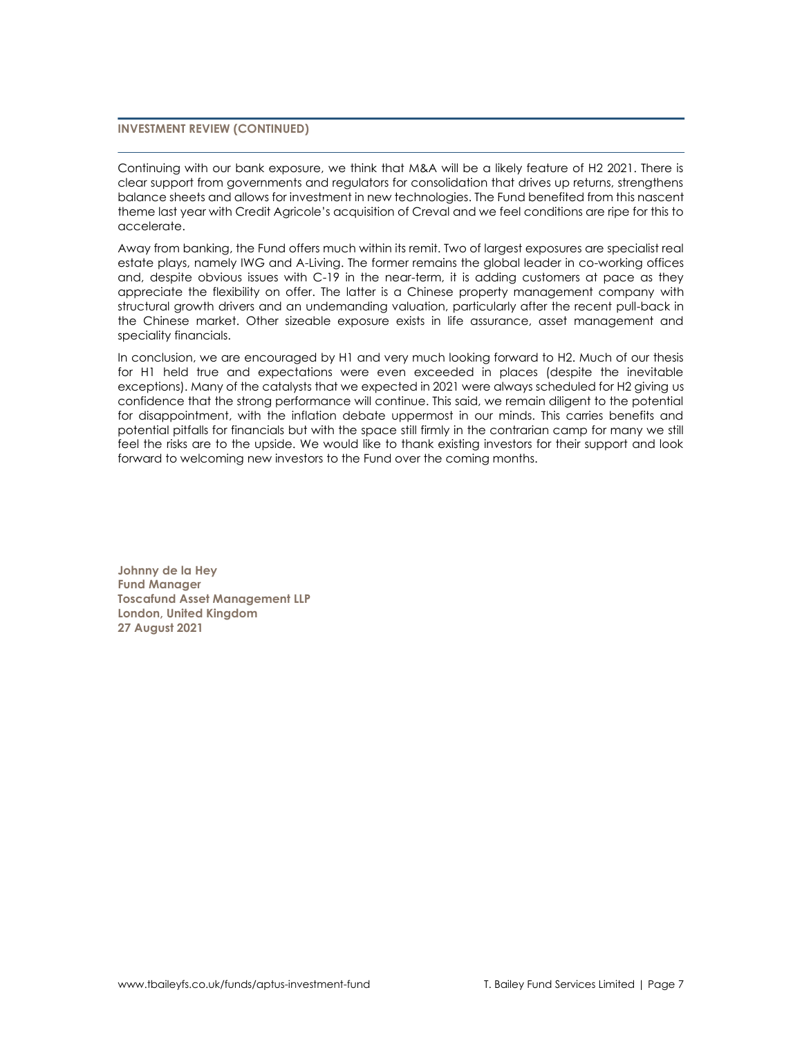## INVESTMENT REVIEW (CONTINUED)

Continuing with our bank exposure, we think that M&A will be a likely feature of H2 2021. There is clear support from governments and regulators for consolidation that drives up returns, strengthens balance sheets and allows for investment in new technologies. The Fund benefited from this nascent theme last year with Credit Agricole's acquisition of Creval and we feel conditions are ripe for this to accelerate.

Away from banking, the Fund offers much within its remit. Two of largest exposures are specialist real estate plays, namely IWG and A-Living. The former remains the global leader in co-working offices and, despite obvious issues with C-19 in the near-term, it is adding customers at pace as they appreciate the flexibility on offer. The latter is a Chinese property management company with structural growth drivers and an undemanding valuation, particularly after the recent pull-back in the Chinese market. Other sizeable exposure exists in life assurance, asset management and speciality financials.

In conclusion, we are encouraged by H1 and very much looking forward to H2. Much of our thesis for H1 held true and expectations were even exceeded in places (despite the inevitable exceptions). Many of the catalysts that we expected in 2021 were always scheduled for H2 giving us confidence that the strong performance will continue. This said, we remain diligent to the potential for disappointment, with the inflation debate uppermost in our minds. This carries benefits and potential pitfalls for financials but with the space still firmly in the contrarian camp for many we still feel the risks are to the upside. We would like to thank existing investors for their support and look forward to welcoming new investors to the Fund over the coming months.

**Johnny de la Hey**
**Fund Manager**
**Toscafund Asset Management LLP**
**London, United Kingdom**
**27 August 2021**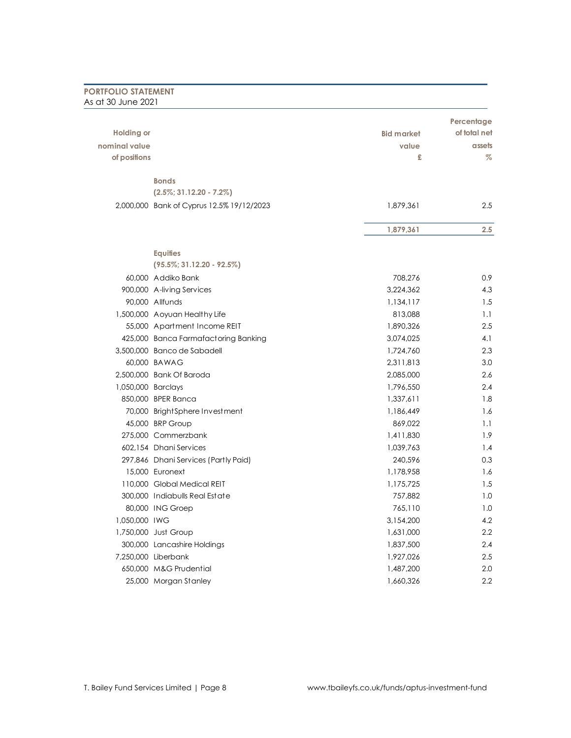## PORTFOLIO STATEMENT

As at 30 June 2021

| Holding or nominal value of positions | | Bid market value £ | Percentage of total net assets % |
|---|---|---|---|
| | **Bonds** | | |
| | **(2.5%; 31.12.20 - 7.2%)** | | |
| 2,000,000 | Bank of Cyprus 12.5% 19/12/2023 | 1,879,361 | 2.5 |
| | | **1,879,361** | **2.5** |
| | **Equities** | | |
| | **(95.5%; 31.12.20 - 92.5%)** | | |
| 60,000 | Addiko Bank | 708,276 | 0.9 |
| 900,000 | A-living Services | 3,224,362 | 4.3 |
| 90,000 | Allfunds | 1,134,117 | 1.5 |
| 1,500,000 | Aoyuan Healthy Life | 813,088 | 1.1 |
| 55,000 | Apartment Income REIT | 1,890,326 | 2.5 |
| 425,000 | Banca Farmafactoring Banking | 3,074,025 | 4.1 |
| 3,500,000 | Banco de Sabadell | 1,724,760 | 2.3 |
| 60,000 | BAWAG | 2,311,813 | 3.0 |
| 2,500,000 | Bank Of Baroda | 2,085,000 | 2.6 |
| 1,050,000 | Barclays | 1,796,550 | 2.4 |
| 850,000 | BPER Banca | 1,337,611 | 1.8 |
| 70,000 | BrightSphere Investment | 1,186,449 | 1.6 |
| 45,000 | BRP Group | 869,022 | 1.1 |
| 275,000 | Commerzbank | 1,411,830 | 1.9 |
| 602,154 | Dhani Services | 1,039,763 | 1.4 |
| 297,846 | Dhani Services (Partly Paid) | 240,596 | 0.3 |
| 15,000 | Euronext | 1,178,958 | 1.6 |
| 110,000 | Global Medical REIT | 1,175,725 | 1.5 |
| 300,000 | Indiabulls Real Estate | 757,882 | 1.0 |
| 80,000 | ING Groep | 765,110 | 1.0 |
| 1,050,000 | IWG | 3,154,200 | 4.2 |
| 1,750,000 | Just Group | 1,631,000 | 2.2 |
| 300,000 | Lancashire Holdings | 1,837,500 | 2.4 |
| 7,250,000 | Liberbank | 1,927,026 | 2.5 |
| 650,000 | M&G Prudential | 1,487,200 | 2.0 |
| 25,000 | Morgan Stanley | 1,660,326 | 2.2 |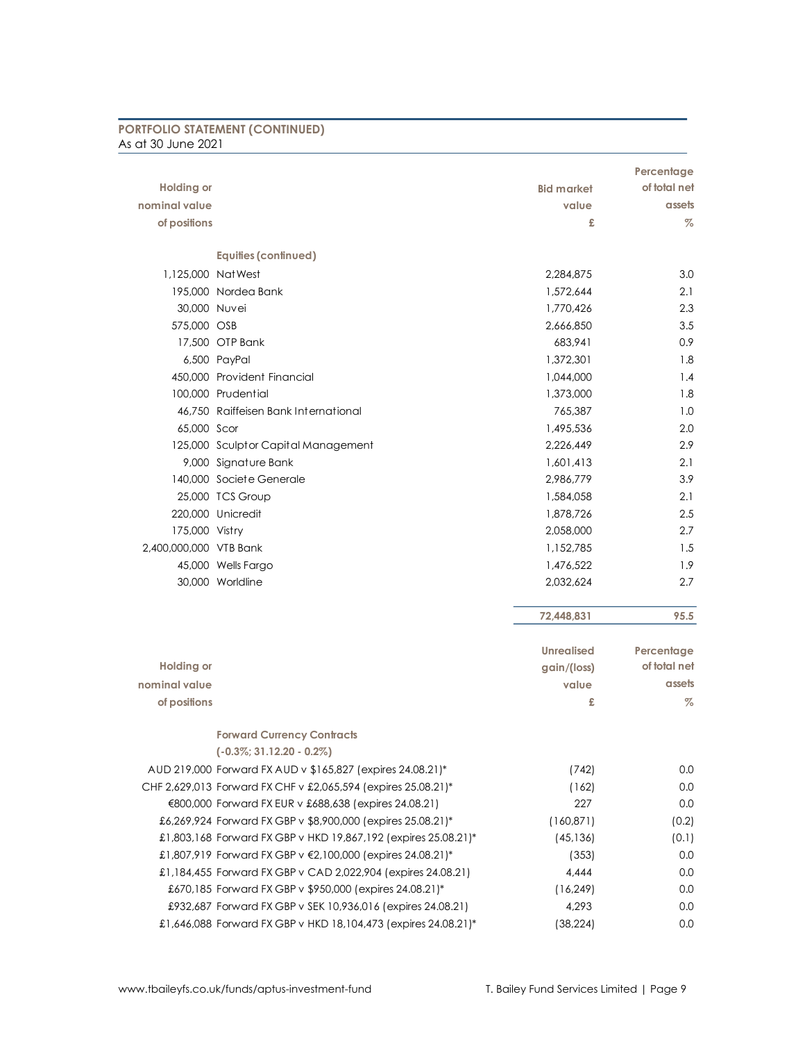## PORTFOLIO STATEMENT (CONTINUED)
As at 30 June 2021

| Holding or nominal value of positions | | Bid market value £ | Percentage of total net assets % |
|---|---|---|---|
| | **Equities (continued)** | | |
| 1,125,000 | NatWest | 2,284,875 | 3.0 |
| 195,000 | Nordea Bank | 1,572,644 | 2.1 |
| 30,000 | Nuvei | 1,770,426 | 2.3 |
| 575,000 | OSB | 2,666,850 | 3.5 |
| 17,500 | OTP Bank | 683,941 | 0.9 |
| 6,500 | PayPal | 1,372,301 | 1.8 |
| 450,000 | Provident Financial | 1,044,000 | 1.4 |
| 100,000 | Prudential | 1,373,000 | 1.8 |
| 46,750 | Raiffeisen Bank International | 765,387 | 1.0 |
| 65,000 | Scor | 1,495,536 | 2.0 |
| 125,000 | Sculptor Capital Management | 2,226,449 | 2.9 |
| 9,000 | Signature Bank | 1,601,413 | 2.1 |
| 140,000 | Societe Generale | 2,986,779 | 3.9 |
| 25,000 | TCS Group | 1,584,058 | 2.1 |
| 220,000 | Unicredit | 1,878,726 | 2.5 |
| 175,000 | Vistry | 2,058,000 | 2.7 |
| 2,400,000,000 | VTB Bank | 1,152,785 | 1.5 |
| 45,000 | Wells Fargo | 1,476,522 | 1.9 |
| 30,000 | Worldline | 2,032,624 | 2.7 |
| | | **72,448,831** | **95.5** |

| Holding or nominal value of positions | | Unrealised gain/(loss) value £ | Percentage of total net assets % |
|---|---|---|---|
| | **Forward Currency Contracts (-0.3%; 31.12.20 - 0.2%)** | | |
| AUD 219,000 | Forward FX AUD v $165,827 (expires 24.08.21)* | (742) | 0.0 |
| CHF 2,629,013 | Forward FX CHF v £2,065,594 (expires 25.08.21)* | (162) | 0.0 |
| €800,000 | Forward FX EUR v £688,638 (expires 24.08.21) | 227 | 0.0 |
| £6,269,924 | Forward FX GBP v $8,900,000 (expires 25.08.21)* | (160,871) | (0.2) |
| £1,803,168 | Forward FX GBP v HKD 19,867,192 (expires 25.08.21)* | (45,136) | (0.1) |
| £1,807,919 | Forward FX GBP v €2,100,000 (expires 24.08.21)* | (353) | 0.0 |
| £1,184,455 | Forward FX GBP v CAD 2,022,904 (expires 24.08.21) | 4,444 | 0.0 |
| £670,185 | Forward FX GBP v $950,000 (expires 24.08.21)* | (16,249) | 0.0 |
| £932,687 | Forward FX GBP v SEK 10,936,016 (expires 24.08.21) | 4,293 | 0.0 |
| £1,646,088 | Forward FX GBP v HKD 18,104,473 (expires 24.08.21)* | (38,224) | 0.0 |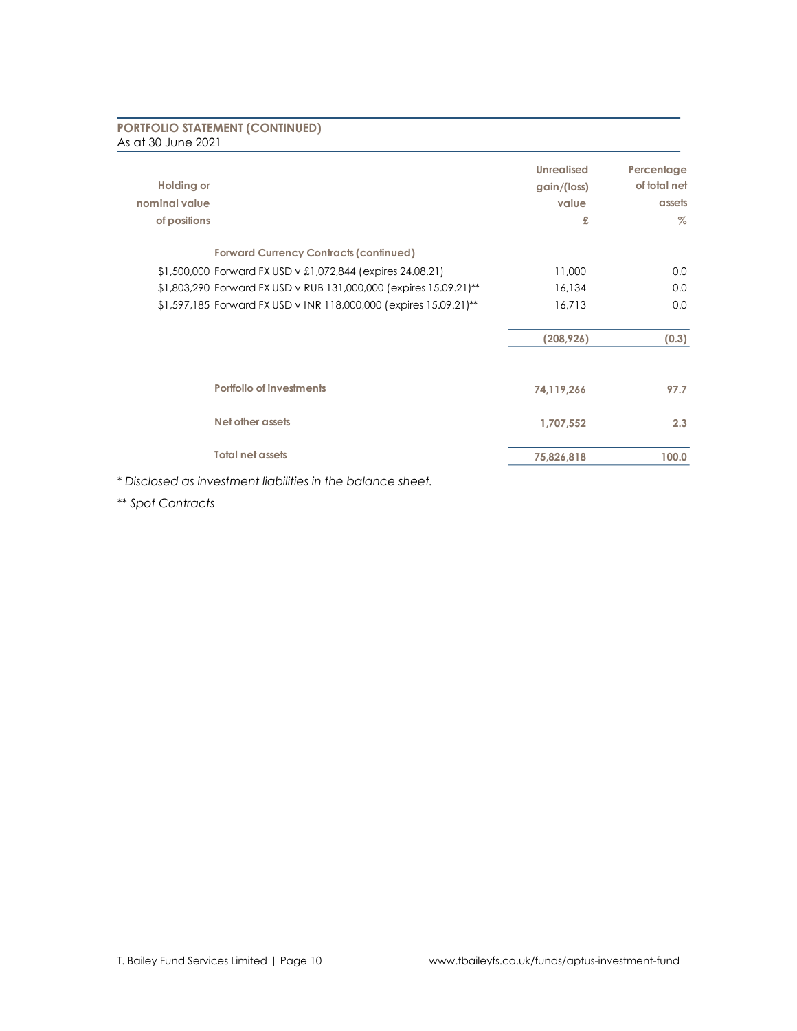## PORTFOLIO STATEMENT (CONTINUED)

As at 30 June 2021

| Holding or nominal value of positions | | Unrealised gain/(loss) value £ | Percentage of total net assets % |
|---|---|---|---|
| | **Forward Currency Contracts (continued)** | | |
| $1,500,000 | Forward FX USD v £1,072,844 (expires 24.08.21) | 11,000 | 0.0 |
| $1,803,290 | Forward FX USD v RUB 131,000,000 (expires 15.09.21)** | 16,134 | 0.0 |
| $1,597,185 | Forward FX USD v INR 118,000,000 (expires 15.09.21)** | 16,713 | 0.0 |
| | | **(208,926)** | **(0.3)** |
| | **Portfolio of investments** | **74,119,266** | **97.7** |
| | **Net other assets** | **1,707,552** | **2.3** |
| | **Total net assets** | **75,826,818** | **100.0** |

*\* Disclosed as investment liabilities in the balance sheet.*

*\*\* Spot Contracts*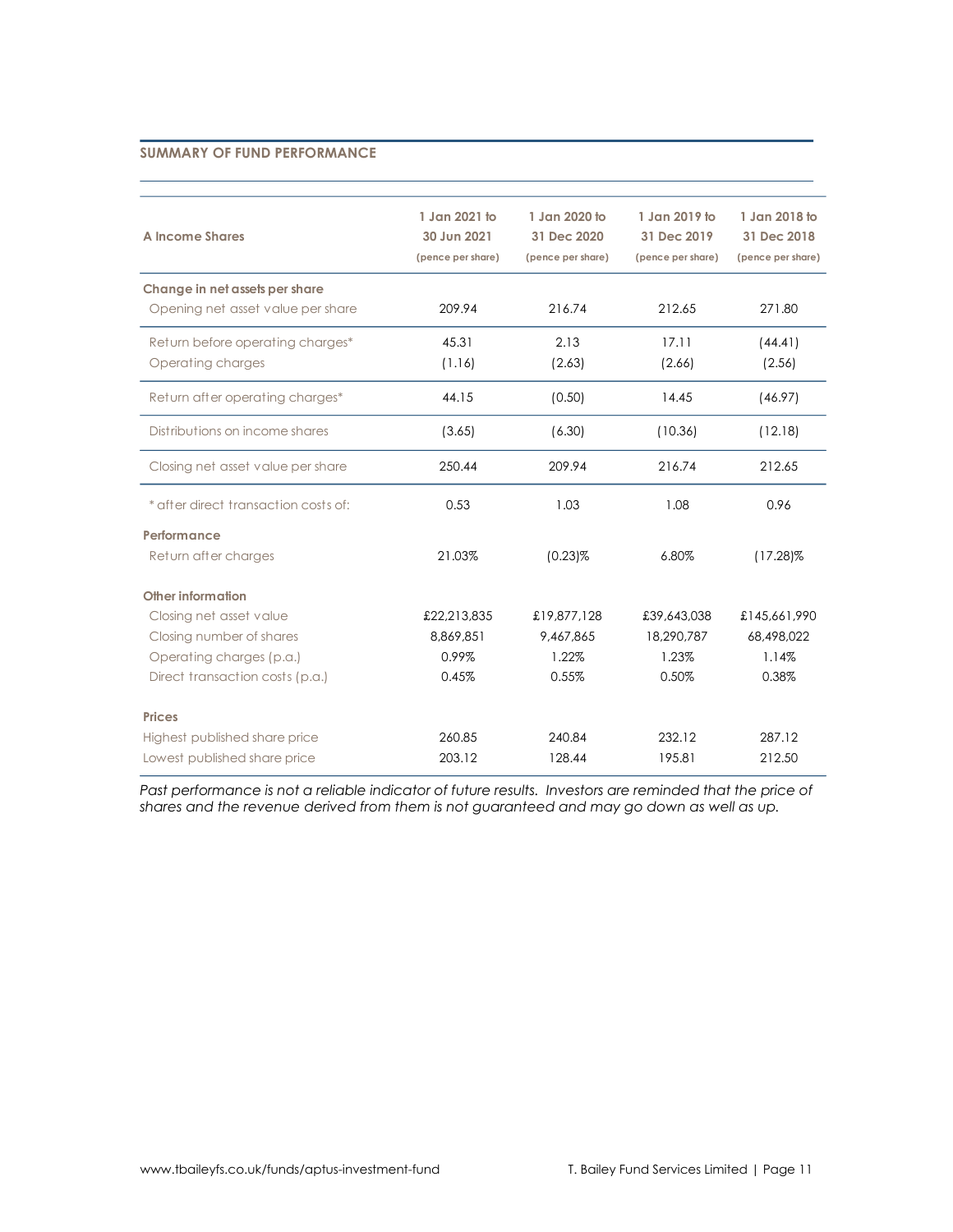## SUMMARY OF FUND PERFORMANCE

| A Income Shares | 1 Jan 2021 to 30 Jun 2021 (pence per share) | 1 Jan 2020 to 31 Dec 2020 (pence per share) | 1 Jan 2019 to 31 Dec 2019 (pence per share) | 1 Jan 2018 to 31 Dec 2018 (pence per share) |
|---|---|---|---|---|
| **Change in net assets per share** | | | | |
| Opening net asset value per share | 209.94 | 216.74 | 212.65 | 271.80 |
| Return before operating charges* | 45.31 | 2.13 | 17.11 | (44.41) |
| Operating charges | (1.16) | (2.63) | (2.66) | (2.56) |
| Return after operating charges* | 44.15 | (0.50) | 14.45 | (46.97) |
| Distributions on income shares | (3.65) | (6.30) | (10.36) | (12.18) |
| Closing net asset value per share | 250.44 | 209.94 | 216.74 | 212.65 |
| * after direct transaction costs of: | 0.53 | 1.03 | 1.08 | 0.96 |
| **Performance** | | | | |
| Return after charges | 21.03% | (0.23)% | 6.80% | (17.28)% |
| **Other information** | | | | |
| Closing net asset value | £22,213,835 | £19,877,128 | £39,643,038 | £145,661,990 |
| Closing number of shares | 8,869,851 | 9,467,865 | 18,290,787 | 68,498,022 |
| Operating charges (p.a.) | 0.99% | 1.22% | 1.23% | 1.14% |
| Direct transaction costs (p.a.) | 0.45% | 0.55% | 0.50% | 0.38% |
| **Prices** | | | | |
| Highest published share price | 260.85 | 240.84 | 232.12 | 287.12 |
| Lowest published share price | 203.12 | 128.44 | 195.81 | 212.50 |

*Past performance is not a reliable indicator of future results. Investors are reminded that the price of shares and the revenue derived from them is not guaranteed and may go down as well as up.*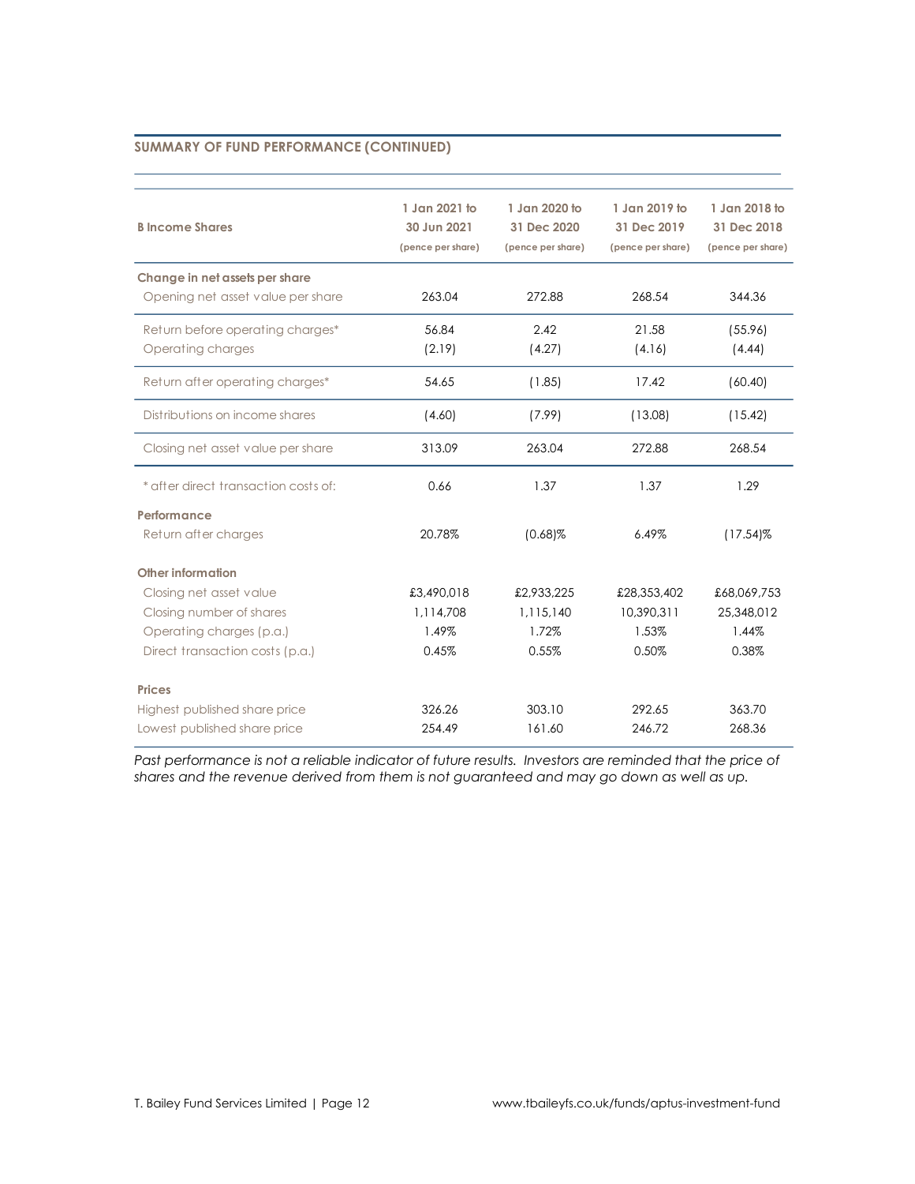## SUMMARY OF FUND PERFORMANCE (CONTINUED)

| B Income Shares | 1 Jan 2021 to 30 Jun 2021 (pence per share) | 1 Jan 2020 to 31 Dec 2020 (pence per share) | 1 Jan 2019 to 31 Dec 2019 (pence per share) | 1 Jan 2018 to 31 Dec 2018 (pence per share) |
|---|---|---|---|---|
| **Change in net assets per share** | | | | |
| Opening net asset value per share | 263.04 | 272.88 | 268.54 | 344.36 |
| Return before operating charges* | 56.84 | 2.42 | 21.58 | (55.96) |
| Operating charges | (2.19) | (4.27) | (4.16) | (4.44) |
| Return after operating charges* | 54.65 | (1.85) | 17.42 | (60.40) |
| Distributions on income shares | (4.60) | (7.99) | (13.08) | (15.42) |
| Closing net asset value per share | 313.09 | 263.04 | 272.88 | 268.54 |
| * after direct transaction costs of: | 0.66 | 1.37 | 1.37 | 1.29 |
| **Performance** | | | | |
| Return after charges | 20.78% | (0.68)% | 6.49% | (17.54)% |
| **Other information** | | | | |
| Closing net asset value | £3,490,018 | £2,933,225 | £28,353,402 | £68,069,753 |
| Closing number of shares | 1,114,708 | 1,115,140 | 10,390,311 | 25,348,012 |
| Operating charges (p.a.) | 1.49% | 1.72% | 1.53% | 1.44% |
| Direct transaction costs (p.a.) | 0.45% | 0.55% | 0.50% | 0.38% |
| **Prices** | | | | |
| Highest published share price | 326.26 | 303.10 | 292.65 | 363.70 |
| Lowest published share price | 254.49 | 161.60 | 246.72 | 268.36 |

*Past performance is not a reliable indicator of future results. Investors are reminded that the price of shares and the revenue derived from them is not guaranteed and may go down as well as up.*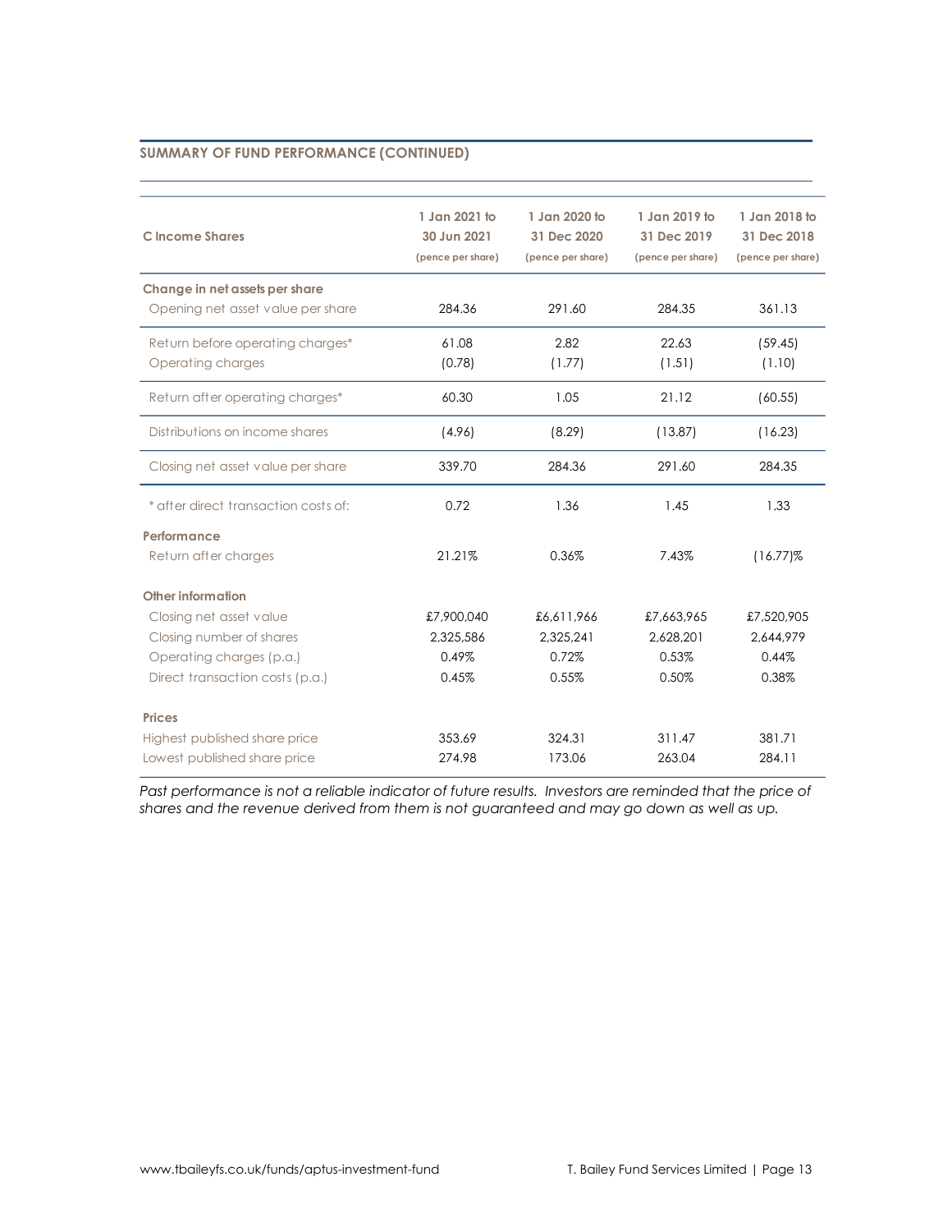## SUMMARY OF FUND PERFORMANCE (CONTINUED)

| C Income Shares | 1 Jan 2021 to 30 Jun 2021 (pence per share) | 1 Jan 2020 to 31 Dec 2020 (pence per share) | 1 Jan 2019 to 31 Dec 2019 (pence per share) | 1 Jan 2018 to 31 Dec 2018 (pence per share) |
|---|---|---|---|---|
| **Change in net assets per share** | | | | |
| Opening net asset value per share | 284.36 | 291.60 | 284.35 | 361.13 |
| Return before operating charges* | 61.08 | 2.82 | 22.63 | (59.45) |
| Operating charges | (0.78) | (1.77) | (1.51) | (1.10) |
| Return after operating charges* | 60.30 | 1.05 | 21.12 | (60.55) |
| Distributions on income shares | (4.96) | (8.29) | (13.87) | (16.23) |
| Closing net asset value per share | 339.70 | 284.36 | 291.60 | 284.35 |
| * after direct transaction costs of: | 0.72 | 1.36 | 1.45 | 1.33 |
| **Performance** | | | | |
| Return after charges | 21.21% | 0.36% | 7.43% | (16.77)% |
| **Other information** | | | | |
| Closing net asset value | £7,900,040 | £6,611,966 | £7,663,965 | £7,520,905 |
| Closing number of shares | 2,325,586 | 2,325,241 | 2,628,201 | 2,644,979 |
| Operating charges (p.a.) | 0.49% | 0.72% | 0.53% | 0.44% |
| Direct transaction costs (p.a.) | 0.45% | 0.55% | 0.50% | 0.38% |
| **Prices** | | | | |
| Highest published share price | 353.69 | 324.31 | 311.47 | 381.71 |
| Lowest published share price | 274.98 | 173.06 | 263.04 | 284.11 |

*Past performance is not a reliable indicator of future results. Investors are reminded that the price of shares and the revenue derived from them is not guaranteed and may go down as well as up.*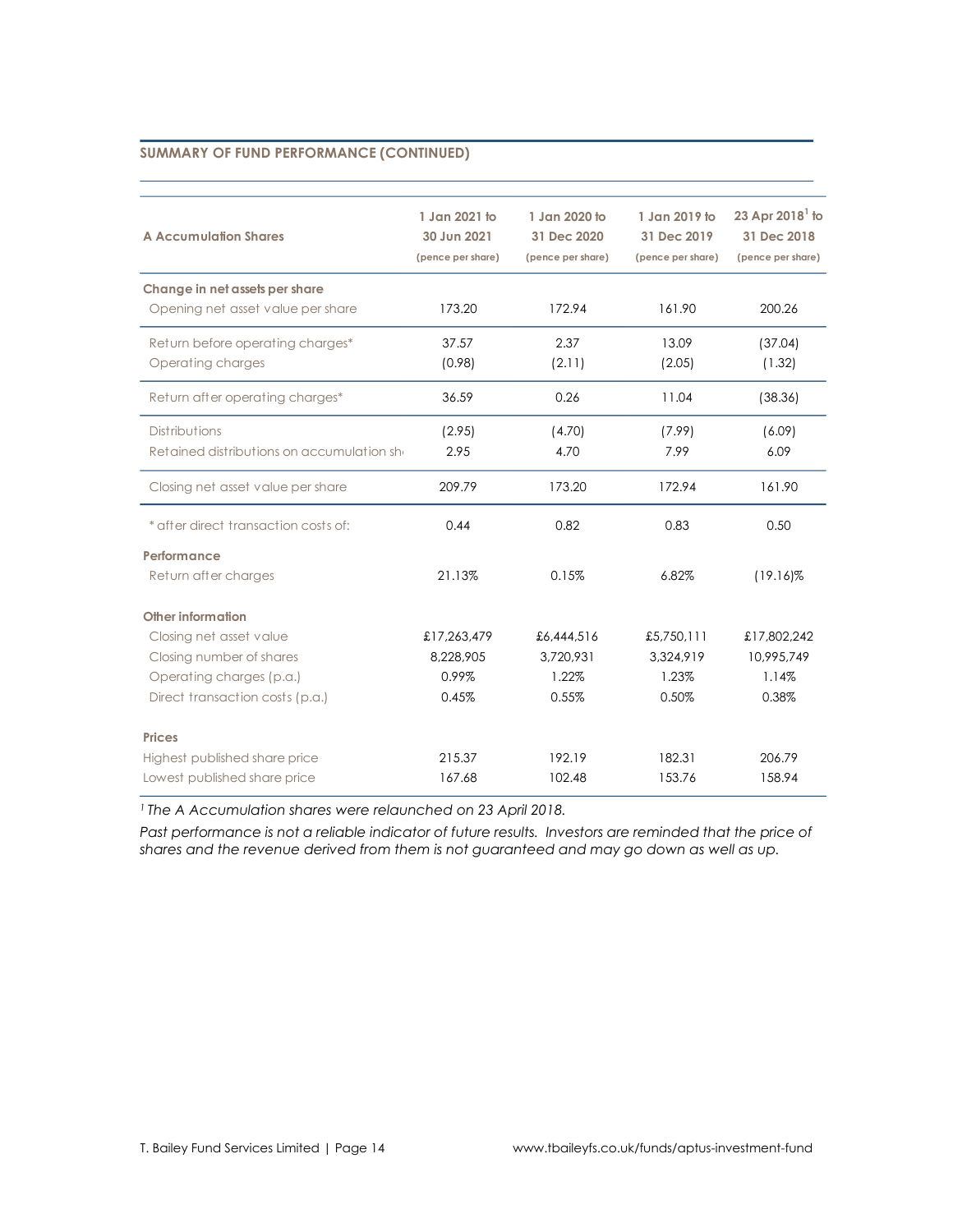## SUMMARY OF FUND PERFORMANCE (CONTINUED)

| A Accumulation Shares | 1 Jan 2021 to 30 Jun 2021 (pence per share) | 1 Jan 2020 to 31 Dec 2020 (pence per share) | 1 Jan 2019 to 31 Dec 2019 (pence per share) | 23 Apr 2018[1] to 31 Dec 2018 (pence per share) |
|---|---|---|---|---|
| **Change in net assets per share** | | | | |
| Opening net asset value per share | 173.20 | 172.94 | 161.90 | 200.26 |
| Return before operating charges* | 37.57 | 2.37 | 13.09 | (37.04) |
| Operating charges | (0.98) | (2.11) | (2.05) | (1.32) |
| Return after operating charges* | 36.59 | 0.26 | 11.04 | (38.36) |
| Distributions | (2.95) | (4.70) | (7.99) | (6.09) |
| Retained distributions on accumulation sh | 2.95 | 4.70 | 7.99 | 6.09 |
| Closing net asset value per share | 209.79 | 173.20 | 172.94 | 161.90 |
| * after direct transaction costs of: | 0.44 | 0.82 | 0.83 | 0.50 |
| **Performance** | | | | |
| Return after charges | 21.13% | 0.15% | 6.82% | (19.16)% |
| **Other information** | | | | |
| Closing net asset value | £17,263,479 | £6,444,516 | £5,750,111 | £17,802,242 |
| Closing number of shares | 8,228,905 | 3,720,931 | 3,324,919 | 10,995,749 |
| Operating charges (p.a.) | 0.99% | 1.22% | 1.23% | 1.14% |
| Direct transaction costs (p.a.) | 0.45% | 0.55% | 0.50% | 0.38% |
| **Prices** | | | | |
| Highest published share price | 215.37 | 192.19 | 182.31 | 206.79 |
| Lowest published share price | 167.68 | 102.48 | 153.76 | 158.94 |

*[1] The A Accumulation shares were relaunched on 23 April 2018.*

*Past performance is not a reliable indicator of future results. Investors are reminded that the price of shares and the revenue derived from them is not guaranteed and may go down as well as up.*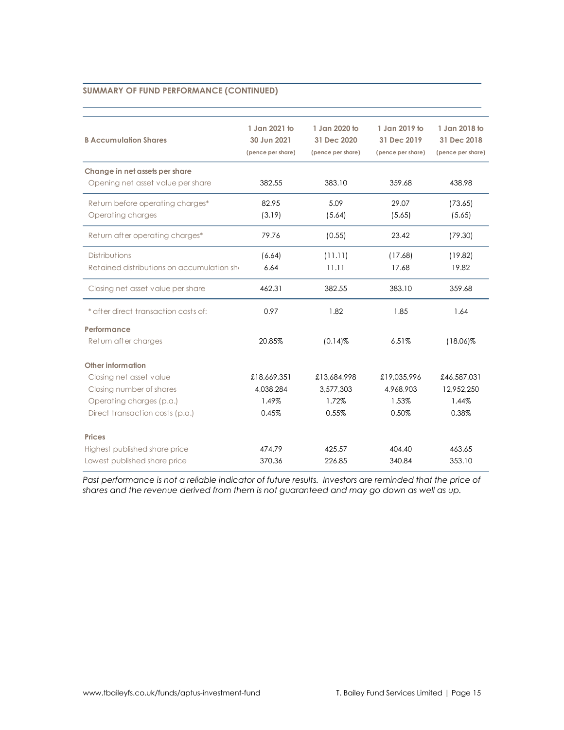## SUMMARY OF FUND PERFORMANCE (CONTINUED)

| B Accumulation Shares | 1 Jan 2021 to 30 Jun 2021 (pence per share) | 1 Jan 2020 to 31 Dec 2020 (pence per share) | 1 Jan 2019 to 31 Dec 2019 (pence per share) | 1 Jan 2018 to 31 Dec 2018 (pence per share) |
|---|---|---|---|---|
| **Change in net assets per share** | | | | |
| Opening net asset value per share | 382.55 | 383.10 | 359.68 | 438.98 |
| Return before operating charges* | 82.95 | 5.09 | 29.07 | (73.65) |
| Operating charges | (3.19) | (5.64) | (5.65) | (5.65) |
| Return after operating charges* | 79.76 | (0.55) | 23.42 | (79.30) |
| Distributions | (6.64) | (11.11) | (17.68) | (19.82) |
| Retained distributions on accumulation sh | 6.64 | 11.11 | 17.68 | 19.82 |
| Closing net asset value per share | 462.31 | 382.55 | 383.10 | 359.68 |
| * after direct transaction costs of: | 0.97 | 1.82 | 1.85 | 1.64 |
| **Performance** | | | | |
| Return after charges | 20.85% | (0.14)% | 6.51% | (18.06)% |
| **Other information** | | | | |
| Closing net asset value | £18,669,351 | £13,684,998 | £19,035,996 | £46,587,031 |
| Closing number of shares | 4,038,284 | 3,577,303 | 4,968,903 | 12,952,250 |
| Operating charges (p.a.) | 1.49% | 1.72% | 1.53% | 1.44% |
| Direct transaction costs (p.a.) | 0.45% | 0.55% | 0.50% | 0.38% |
| **Prices** | | | | |
| Highest published share price | 474.79 | 425.57 | 404.40 | 463.65 |
| Lowest published share price | 370.36 | 226.85 | 340.84 | 353.10 |

*Past performance is not a reliable indicator of future results. Investors are reminded that the price of shares and the revenue derived from them is not guaranteed and may go down as well as up.*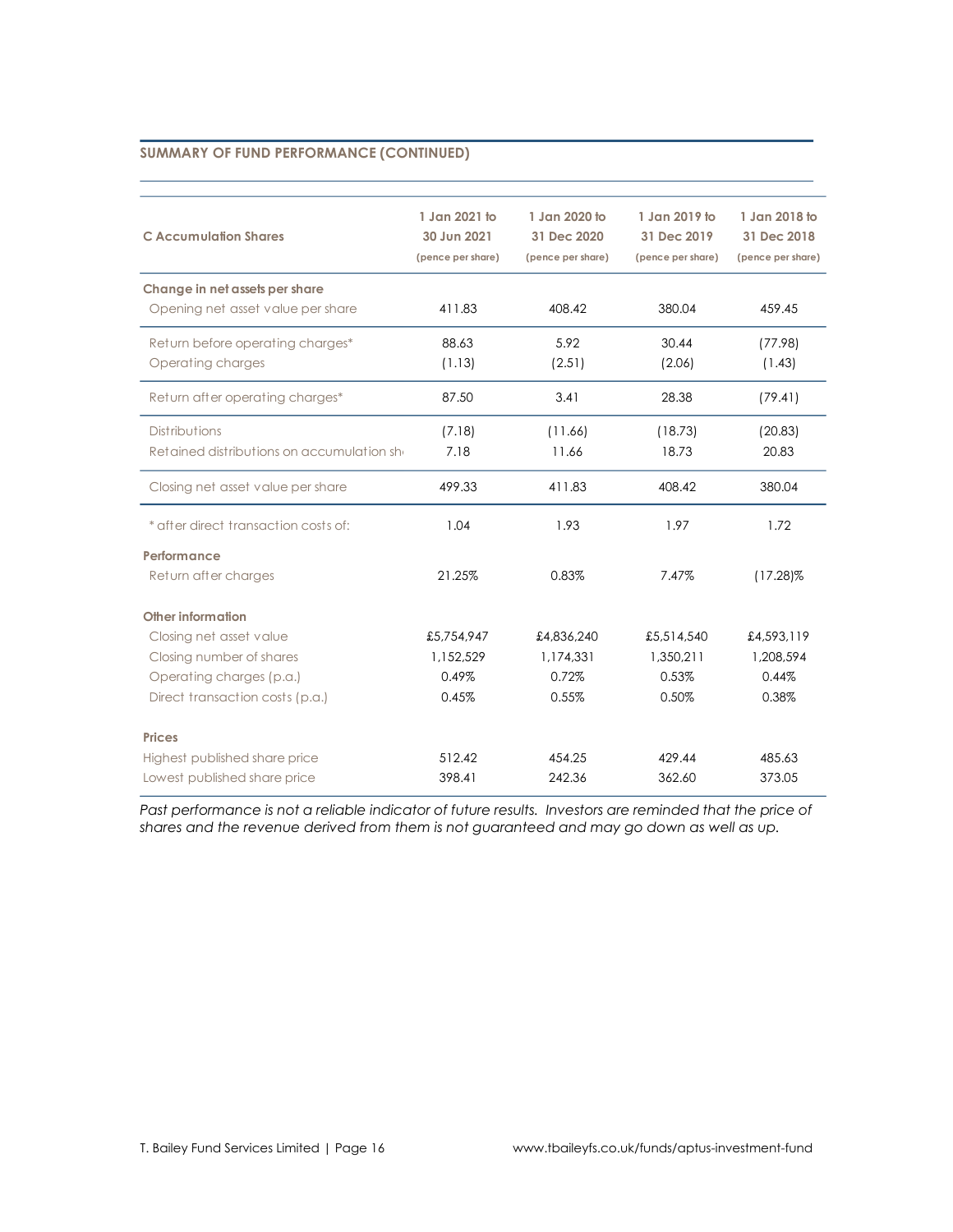## SUMMARY OF FUND PERFORMANCE (CONTINUED)

| C Accumulation Shares | 1 Jan 2021 to 30 Jun 2021 (pence per share) | 1 Jan 2020 to 31 Dec 2020 (pence per share) | 1 Jan 2019 to 31 Dec 2019 (pence per share) | 1 Jan 2018 to 31 Dec 2018 (pence per share) |
|---|---|---|---|---|
| **Change in net assets per share** | | | | |
| Opening net asset value per share | 411.83 | 408.42 | 380.04 | 459.45 |
| Return before operating charges* | 88.63 | 5.92 | 30.44 | (77.98) |
| Operating charges | (1.13) | (2.51) | (2.06) | (1.43) |
| Return after operating charges* | 87.50 | 3.41 | 28.38 | (79.41) |
| Distributions | (7.18) | (11.66) | (18.73) | (20.83) |
| Retained distributions on accumulation sh | 7.18 | 11.66 | 18.73 | 20.83 |
| Closing net asset value per share | 499.33 | 411.83 | 408.42 | 380.04 |
| * after direct transaction costs of: | 1.04 | 1.93 | 1.97 | 1.72 |
| **Performance** | | | | |
| Return after charges | 21.25% | 0.83% | 7.47% | (17.28)% |
| **Other information** | | | | |
| Closing net asset value | £5,754,947 | £4,836,240 | £5,514,540 | £4,593,119 |
| Closing number of shares | 1,152,529 | 1,174,331 | 1,350,211 | 1,208,594 |
| Operating charges (p.a.) | 0.49% | 0.72% | 0.53% | 0.44% |
| Direct transaction costs (p.a.) | 0.45% | 0.55% | 0.50% | 0.38% |
| **Prices** | | | | |
| Highest published share price | 512.42 | 454.25 | 429.44 | 485.63 |
| Lowest published share price | 398.41 | 242.36 | 362.60 | 373.05 |

*Past performance is not a reliable indicator of future results. Investors are reminded that the price of shares and the revenue derived from them is not guaranteed and may go down as well as up.*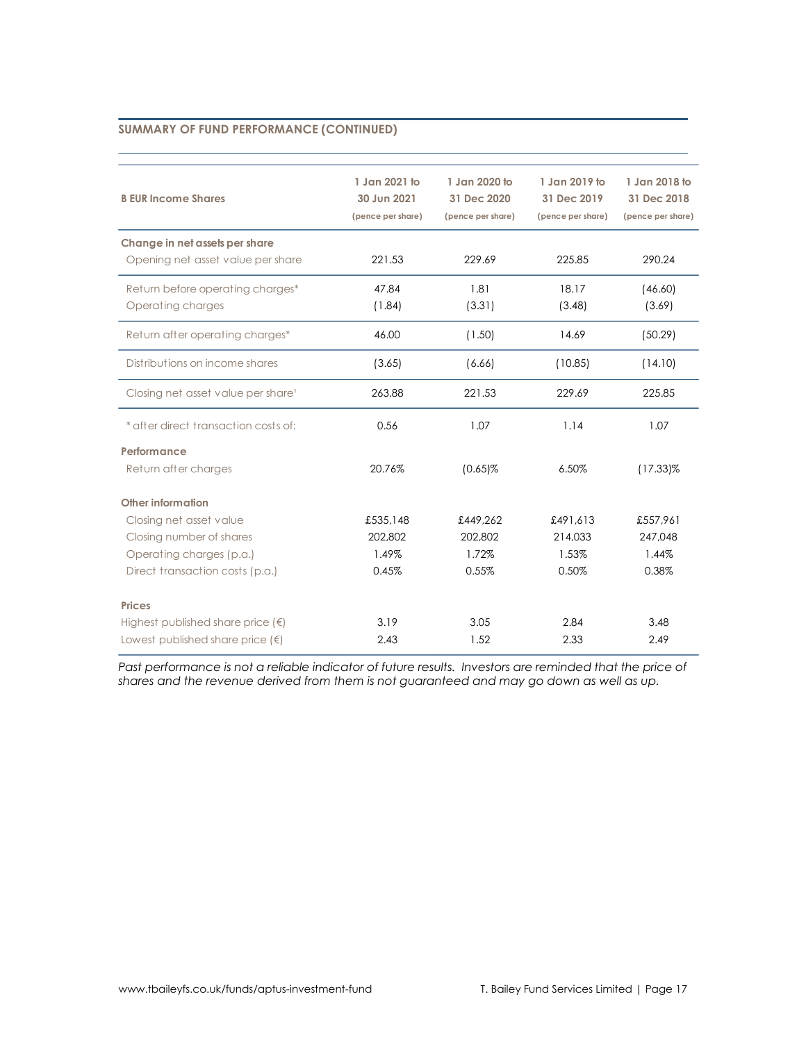## SUMMARY OF FUND PERFORMANCE (CONTINUED)

| B EUR Income Shares | 1 Jan 2021 to 30 Jun 2021 (pence per share) | 1 Jan 2020 to 31 Dec 2020 (pence per share) | 1 Jan 2019 to 31 Dec 2019 (pence per share) | 1 Jan 2018 to 31 Dec 2018 (pence per share) |
|---|---|---|---|---|
| **Change in net assets per share** | | | | |
| Opening net asset value per share | 221.53 | 229.69 | 225.85 | 290.24 |
| Return before operating charges* | 47.84 | 1.81 | 18.17 | (46.60) |
| Operating charges | (1.84) | (3.31) | (3.48) | (3.69) |
| Return after operating charges* | 46.00 | (1.50) | 14.69 | (50.29) |
| Distributions on income shares | (3.65) | (6.66) | (10.85) | (14.10) |
| Closing net asset value per share[1] | 263.88 | 221.53 | 229.69 | 225.85 |
| * after direct transaction costs of: | 0.56 | 1.07 | 1.14 | 1.07 |
| **Performance** | | | | |
| Return after charges | 20.76% | (0.65)% | 6.50% | (17.33)% |
| **Other information** | | | | |
| Closing net asset value | £535,148 | £449,262 | £491,613 | £557,961 |
| Closing number of shares | 202,802 | 202,802 | 214,033 | 247,048 |
| Operating charges (p.a.) | 1.49% | 1.72% | 1.53% | 1.44% |
| Direct transaction costs (p.a.) | 0.45% | 0.55% | 0.50% | 0.38% |
| **Prices** | | | | |
| Highest published share price (€) | 3.19 | 3.05 | 2.84 | 3.48 |
| Lowest published share price (€) | 2.43 | 1.52 | 2.33 | 2.49 |

*Past performance is not a reliable indicator of future results. Investors are reminded that the price of shares and the revenue derived from them is not guaranteed and may go down as well as up.*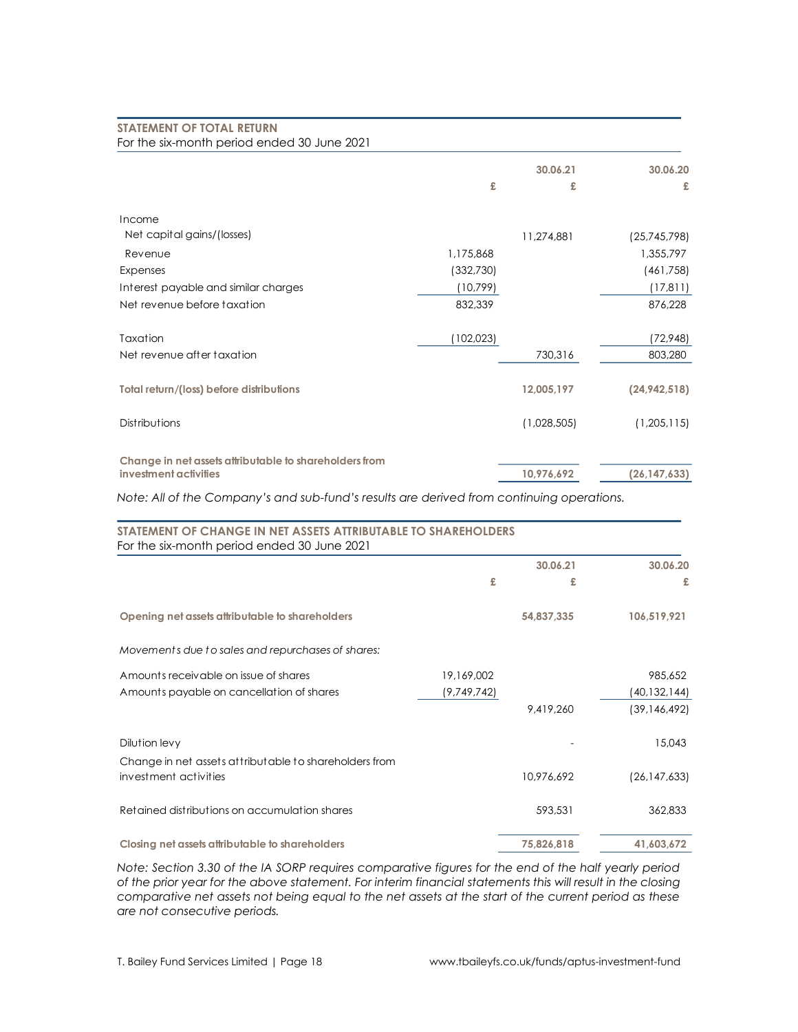## STATEMENT OF TOTAL RETURN

For the six-month period ended 30 June 2021

| | | 30.06.21 | 30.06.20 |
|---|---|---|---|
| | £ | £ | £ |
| Income | | | |
| Net capital gains/(losses) | | 11,274,881 | (25,745,798) |
| Revenue | 1,175,868 | | 1,355,797 |
| Expenses | (332,730) | | (461,758) |
| Interest payable and similar charges | (10,799) | | (17,811) |
| Net revenue before taxation | 832,339 | | 876,228 |
| Taxation | (102,023) | | (72,948) |
| Net revenue after taxation | | 730,316 | 803,280 |
| **Total return/(loss) before distributions** | | **12,005,197** | **(24,942,518)** |
| Distributions | | (1,028,505) | (1,205,115) |
| **Change in net assets attributable to shareholders from investment activities** | | **10,976,692** | **(26,147,633)** |

*Note: All of the Company's and sub-fund's results are derived from continuing operations.*

## STATEMENT OF CHANGE IN NET ASSETS ATTRIBUTABLE TO SHAREHOLDERS

For the six-month period ended 30 June 2021

| | | 30.06.21 | 30.06.20 |
|---|---|---|---|
| | £ | £ | £ |
| **Opening net assets attributable to shareholders** | | **54,837,335** | **106,519,921** |
| *Movements due to sales and repurchases of shares:* | | | |
| Amounts receivable on issue of shares | 19,169,002 | | 985,652 |
| Amounts payable on cancellation of shares | (9,749,742) | | (40,132,144) |
| | | 9,419,260 | (39,146,492) |
| Dilution levy | | - | 15,043 |
| Change in net assets attributable to shareholders from investment activities | | 10,976,692 | (26,147,633) |
| Retained distributions on accumulation shares | | 593,531 | 362,833 |
| **Closing net assets attributable to shareholders** | | **75,826,818** | **41,603,672** |

*Note: Section 3.30 of the IA SORP requires comparative figures for the end of the half yearly period of the prior year for the above statement. For interim financial statements this will result in the closing comparative net assets not being equal to the net assets at the start of the current period as these are not consecutive periods.*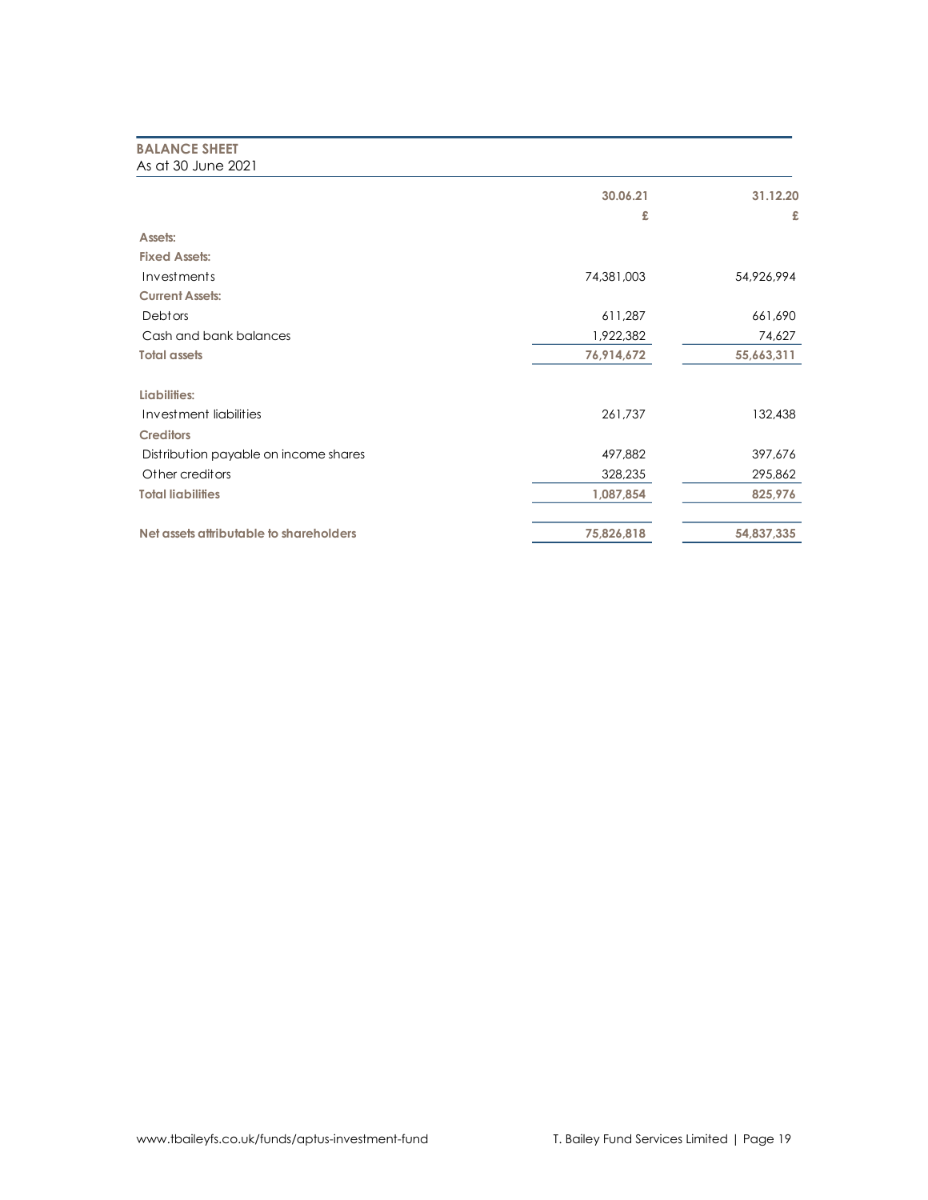## BALANCE SHEET

As at 30 June 2021

| | 30.06.21 | 31.12.20 |
|---|---|---|
| | £ | £ |
| **Assets:** | | |
| **Fixed Assets:** | | |
| Investments | 74,381,003 | 54,926,994 |
| **Current Assets:** | | |
| Debtors | 611,287 | 661,690 |
| Cash and bank balances | 1,922,382 | 74,627 |
| **Total assets** | **76,914,672** | **55,663,311** |
| | | |
| **Liabilities:** | | |
| Investment liabilities | 261,737 | 132,438 |
| **Creditors** | | |
| Distribution payable on income shares | 497,882 | 397,676 |
| Other creditors | 328,235 | 295,862 |
| **Total liabilities** | **1,087,854** | **825,976** |
| | | |
| **Net assets attributable to shareholders** | **75,826,818** | **54,837,335** |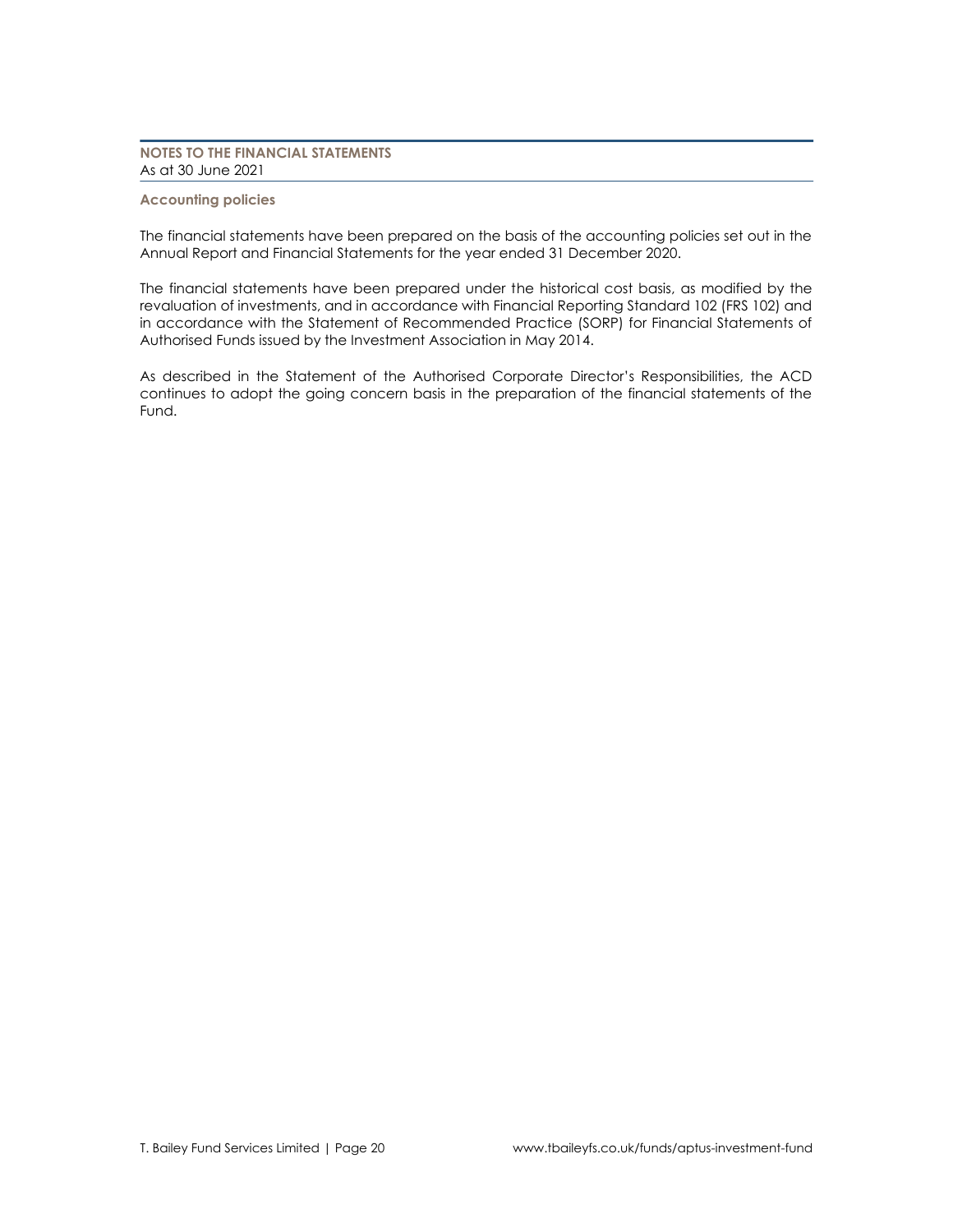## NOTES TO THE FINANCIAL STATEMENTS

As at 30 June 2021

### Accounting policies

The financial statements have been prepared on the basis of the accounting policies set out in the Annual Report and Financial Statements for the year ended 31 December 2020.

The financial statements have been prepared under the historical cost basis, as modified by the revaluation of investments, and in accordance with Financial Reporting Standard 102 (FRS 102) and in accordance with the Statement of Recommended Practice (SORP) for Financial Statements of Authorised Funds issued by the Investment Association in May 2014.

As described in the Statement of the Authorised Corporate Director's Responsibilities, the ACD continues to adopt the going concern basis in the preparation of the financial statements of the Fund.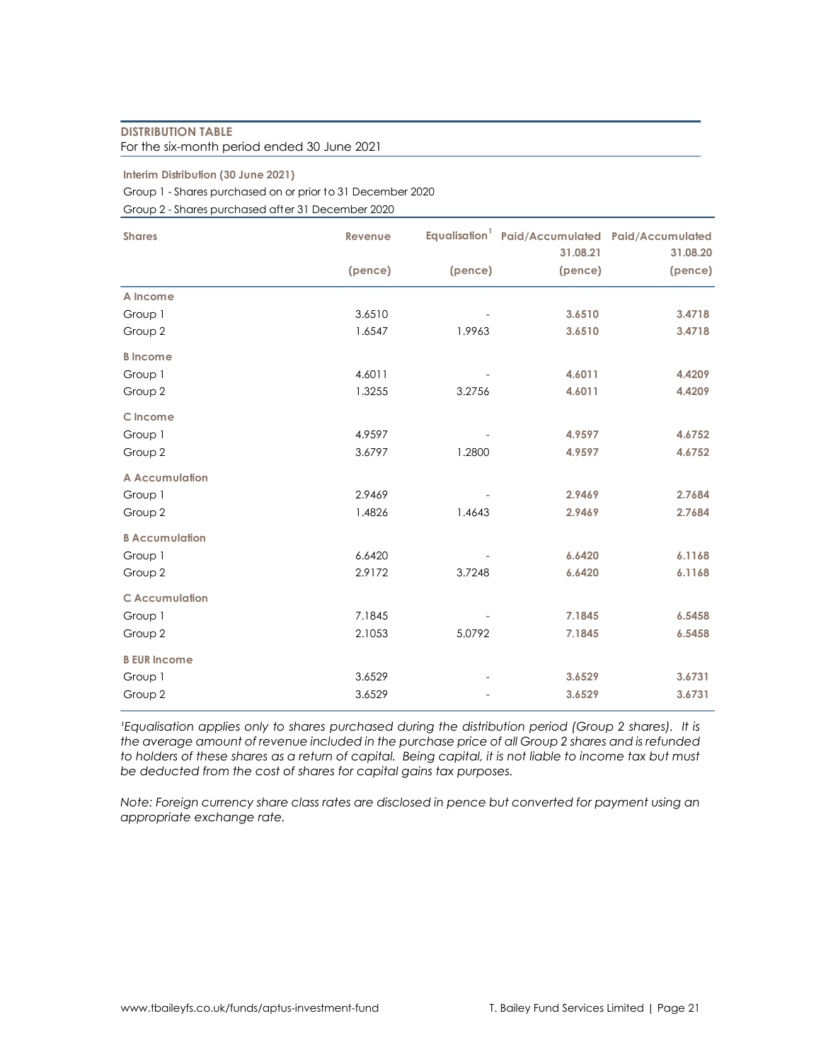## DISTRIBUTION TABLE

For the six-month period ended 30 June 2021

**Interim Distribution (30 June 2021)**

Group 1 - Shares purchased on or prior to 31 December 2020

Group 2 - Shares purchased after 31 December 2020

| Shares | Revenue (pence) | Equalisation[1] (pence) | Paid/Accumulated 31.08.21 (pence) | Paid/Accumulated 31.08.20 (pence) |
|---|---|---|---|---|
| **A Income** | | | | |
| Group 1 | 3.6510 | - | **3.6510** | **3.4718** |
| Group 2 | 1.6547 | 1.9963 | **3.6510** | **3.4718** |
| **B Income** | | | | |
| Group 1 | 4.6011 | - | **4.6011** | **4.4209** |
| Group 2 | 1.3255 | 3.2756 | **4.6011** | **4.4209** |
| **C Income** | | | | |
| Group 1 | 4.9597 | - | **4.9597** | **4.6752** |
| Group 2 | 3.6797 | 1.2800 | **4.9597** | **4.6752** |
| **A Accumulation** | | | | |
| Group 1 | 2.9469 | - | **2.9469** | **2.7684** |
| Group 2 | 1.4826 | 1.4643 | **2.9469** | **2.7684** |
| **B Accumulation** | | | | |
| Group 1 | 6.6420 | - | **6.6420** | **6.1168** |
| Group 2 | 2.9172 | 3.7248 | **6.6420** | **6.1168** |
| **C Accumulation** | | | | |
| Group 1 | 7.1845 | - | **7.1845** | **6.5458** |
| Group 2 | 2.1053 | 5.0792 | **7.1845** | **6.5458** |
| **B EUR Income** | | | | |
| Group 1 | 3.6529 | - | **3.6529** | **3.6731** |
| Group 2 | 3.6529 | - | **3.6529** | **3.6731** |

*[1]Equalisation applies only to shares purchased during the distribution period (Group 2 shares). It is the average amount of revenue included in the purchase price of all Group 2 shares and is refunded to holders of these shares as a return of capital. Being capital, it is not liable to income tax but must be deducted from the cost of shares for capital gains tax purposes.*

*Note: Foreign currency share class rates are disclosed in pence but converted for payment using an appropriate exchange rate.*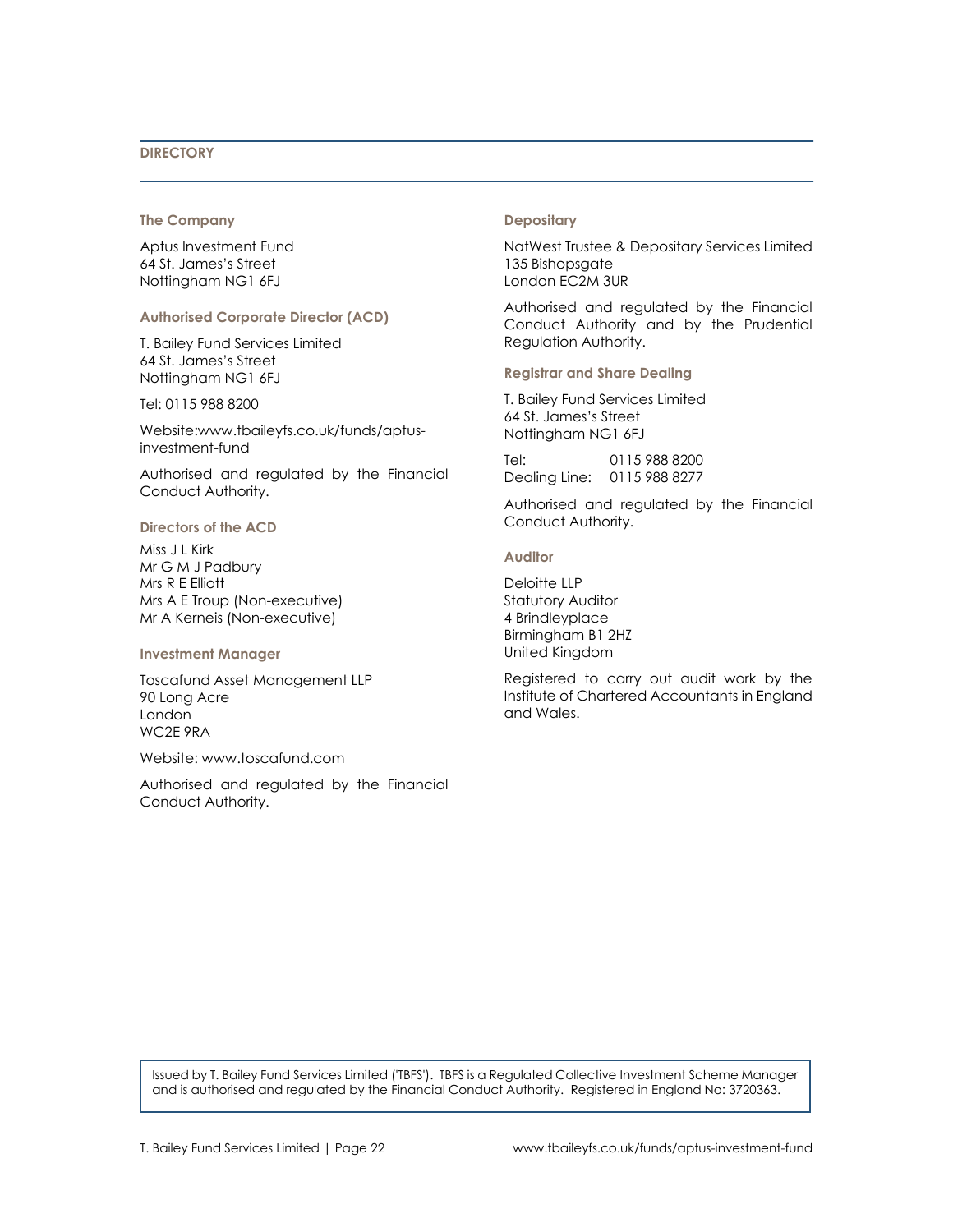## DIRECTORY

### The Company

Aptus Investment Fund
64 St. James's Street
Nottingham NG1 6FJ

### Authorised Corporate Director (ACD)

T. Bailey Fund Services Limited
64 St. James's Street
Nottingham NG1 6FJ

Tel: 0115 988 8200

Website:www.tbaileyfs.co.uk/funds/aptus-investment-fund

Authorised and regulated by the Financial Conduct Authority.

### Directors of the ACD

Miss J L Kirk
Mr G M J Padbury
Mrs R E Elliott
Mrs A E Troup (Non-executive)
Mr A Kerneis (Non-executive)

### Investment Manager

Toscafund Asset Management LLP
90 Long Acre
London
WC2E 9RA

Website: www.toscafund.com

Authorised and regulated by the Financial Conduct Authority.

### Depositary

NatWest Trustee & Depositary Services Limited
135 Bishopsgate
London EC2M 3UR

Authorised and regulated by the Financial Conduct Authority and by the Prudential Regulation Authority.

### Registrar and Share Dealing

T. Bailey Fund Services Limited
64 St. James's Street
Nottingham NG1 6FJ

Tel: 0115 988 8200
Dealing Line: 0115 988 8277

Authorised and regulated by the Financial Conduct Authority.

### Auditor

Deloitte LLP
Statutory Auditor
4 Brindleyplace
Birmingham B1 2HZ
United Kingdom

Registered to carry out audit work by the Institute of Chartered Accountants in England and Wales.

Issued by T. Bailey Fund Services Limited ('TBFS'). TBFS is a Regulated Collective Investment Scheme Manager and is authorised and regulated by the Financial Conduct Authority. Registered in England No: 3720363.